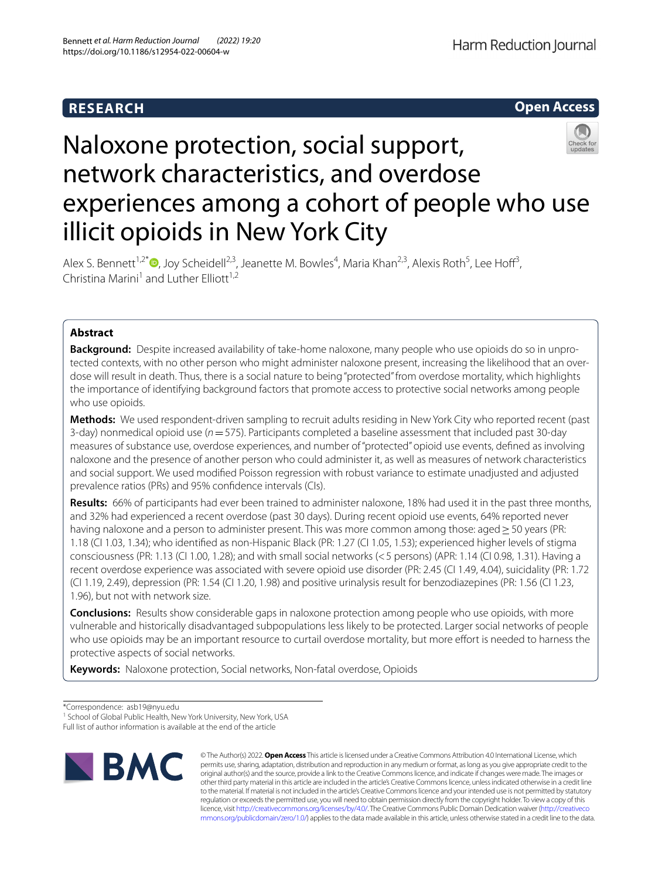RESEARCH

Open Access

# Naloxone protection, social support, network characteristics, and overdose experiences among a cohort of people who use illicit opioids in New York City

Alex S. Bennett[1,2*], Joy Scheidell[2,3], Jeanette M. Bowles[4], Maria Khan[2,3], Alexis Roth[5], Lee Hoff[3], Christina Marini[1] and Luther Elliott[1,2]

## Abstract

**Background:** Despite increased availability of take-home naloxone, many people who use opioids do so in unprotected contexts, with no other person who might administer naloxone present, increasing the likelihood that an overdose will result in death. Thus, there is a social nature to being "protected" from overdose mortality, which highlights the importance of identifying background factors that promote access to protective social networks among people who use opioids.

**Methods:** We used respondent-driven sampling to recruit adults residing in New York City who reported recent (past 3-day) nonmedical opioid use ($n = 575$). Participants completed a baseline assessment that included past 30-day measures of substance use, overdose experiences, and number of "protected" opioid use events, defined as involving naloxone and the presence of another person who could administer it, as well as measures of network characteristics and social support. We used modified Poisson regression with robust variance to estimate unadjusted and adjusted prevalence ratios (PRs) and 95% confidence intervals (CIs).

**Results:** 66% of participants had ever been trained to administer naloxone, 18% had used it in the past three months, and 32% had experienced a recent overdose (past 30 days). During recent opioid use events, 64% reported never having naloxone and a person to administer present. This was more common among those: aged ≥ 50 years (PR: 1.18 (CI 1.03, 1.34); who identified as non-Hispanic Black (PR: 1.27 (CI 1.05, 1.53); experienced higher levels of stigma consciousness (PR: 1.13 (CI 1.00, 1.28); and with small social networks (< 5 persons) (APR: 1.14 (CI 0.98, 1.31). Having a recent overdose experience was associated with severe opioid use disorder (PR: 2.45 (CI 1.49, 4.04), suicidality (PR: 1.72 (CI 1.19, 2.49), depression (PR: 1.54 (CI 1.20, 1.98) and positive urinalysis result for benzodiazepines (PR: 1.56 (CI 1.23, 1.96), but not with network size.

**Conclusions:** Results show considerable gaps in naloxone protection among people who use opioids, with more vulnerable and historically disadvantaged subpopulations less likely to be protected. Larger social networks of people who use opioids may be an important resource to curtail overdose mortality, but more effort is needed to harness the protective aspects of social networks.

**Keywords:** Naloxone protection, Social networks, Non-fatal overdose, Opioids

*Correspondence: asb19@nyu.edu
[1] School of Global Public Health, New York University, New York, USA
Full list of author information is available at the end of the article

© The Author(s) 2022. **Open Access** This article is licensed under a Creative Commons Attribution 4.0 International License, which permits use, sharing, adaptation, distribution and reproduction in any medium or format, as long as you give appropriate credit to the original author(s) and the source, provide a link to the Creative Commons licence, and indicate if changes were made. The images or other third party material in this article are included in the article's Creative Commons licence, unless indicated otherwise in a credit line to the material. If material is not included in the article's Creative Commons licence and your intended use is not permitted by statutory regulation or exceeds the permitted use, you will need to obtain permission directly from the copyright holder. To view a copy of this licence, visit http://creativecommons.org/licenses/by/4.0/. The Creative Commons Public Domain Dedication waiver (http://creativecommons.org/publicdomain/zero/1.0/) applies to the data made available in this article, unless otherwise stated in a credit line to the data.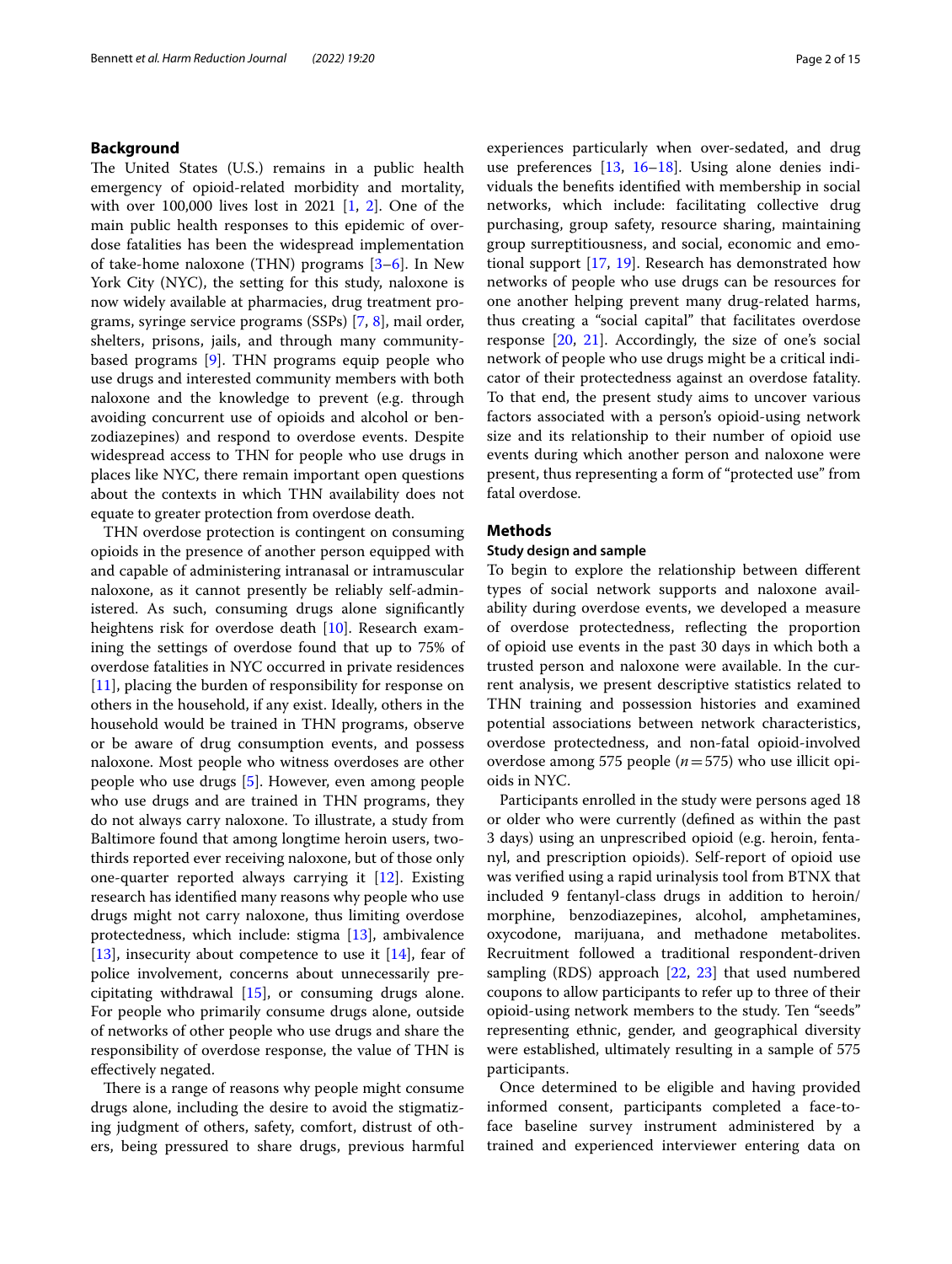## Background

The United States (U.S.) remains in a public health emergency of opioid-related morbidity and mortality, with over 100,000 lives lost in 2021 [1, 2]. One of the main public health responses to this epidemic of overdose fatalities has been the widespread implementation of take-home naloxone (THN) programs [3–6]. In New York City (NYC), the setting for this study, naloxone is now widely available at pharmacies, drug treatment programs, syringe service programs (SSPs) [7, 8], mail order, shelters, prisons, jails, and through many community-based programs [9]. THN programs equip people who use drugs and interested community members with both naloxone and the knowledge to prevent (e.g. through avoiding concurrent use of opioids and alcohol or benzodiazepines) and respond to overdose events. Despite widespread access to THN for people who use drugs in places like NYC, there remain important open questions about the contexts in which THN availability does not equate to greater protection from overdose death.

THN overdose protection is contingent on consuming opioids in the presence of another person equipped with and capable of administering intranasal or intramuscular naloxone, as it cannot presently be reliably self-administered. As such, consuming drugs alone significantly heightens risk for overdose death [10]. Research examining the settings of overdose found that up to 75% of overdose fatalities in NYC occurred in private residences [11], placing the burden of responsibility for response on others in the household, if any exist. Ideally, others in the household would be trained in THN programs, observe or be aware of drug consumption events, and possess naloxone. Most people who witness overdoses are other people who use drugs [5]. However, even among people who use drugs and are trained in THN programs, they do not always carry naloxone. To illustrate, a study from Baltimore found that among longtime heroin users, two-thirds reported ever receiving naloxone, but of those only one-quarter reported always carrying it [12]. Existing research has identified many reasons why people who use drugs might not carry naloxone, thus limiting overdose protectedness, which include: stigma [13], ambivalence [13], insecurity about competence to use it [14], fear of police involvement, concerns about unnecessarily precipitating withdrawal [15], or consuming drugs alone. For people who primarily consume drugs alone, outside of networks of other people who use drugs and share the responsibility of overdose response, the value of THN is effectively negated.

There is a range of reasons why people might consume drugs alone, including the desire to avoid the stigmatizing judgment of others, safety, comfort, distrust of others, being pressured to share drugs, previous harmful experiences particularly when over-sedated, and drug use preferences [13, 16–18]. Using alone denies individuals the benefits identified with membership in social networks, which include: facilitating collective drug purchasing, group safety, resource sharing, maintaining group surreptitiousness, and social, economic and emotional support [17, 19]. Research has demonstrated how networks of people who use drugs can be resources for one another helping prevent many drug-related harms, thus creating a "social capital" that facilitates overdose response [20, 21]. Accordingly, the size of one's social network of people who use drugs might be a critical indicator of their protectedness against an overdose fatality. To that end, the present study aims to uncover various factors associated with a person's opioid-using network size and its relationship to their number of opioid use events during which another person and naloxone were present, thus representing a form of "protected use" from fatal overdose.

## Methods

### Study design and sample

To begin to explore the relationship between different types of social network supports and naloxone availability during overdose events, we developed a measure of overdose protectedness, reflecting the proportion of opioid use events in the past 30 days in which both a trusted person and naloxone were available. In the current analysis, we present descriptive statistics related to THN training and possession histories and examined potential associations between network characteristics, overdose protectedness, and non-fatal opioid-involved overdose among 575 people ($n = 575$) who use illicit opioids in NYC.

Participants enrolled in the study were persons aged 18 or older who were currently (defined as within the past 3 days) using an unprescribed opioid (e.g. heroin, fentanyl, and prescription opioids). Self-report of opioid use was verified using a rapid urinalysis tool from BTNX that included 9 fentanyl-class drugs in addition to heroin/morphine, benzodiazepines, alcohol, amphetamines, oxycodone, marijuana, and methadone metabolites. Recruitment followed a traditional respondent-driven sampling (RDS) approach [22, 23] that used numbered coupons to allow participants to refer up to three of their opioid-using network members to the study. Ten "seeds" representing ethnic, gender, and geographical diversity were established, ultimately resulting in a sample of 575 participants.

Once determined to be eligible and having provided informed consent, participants completed a face-to-face baseline survey instrument administered by a trained and experienced interviewer entering data on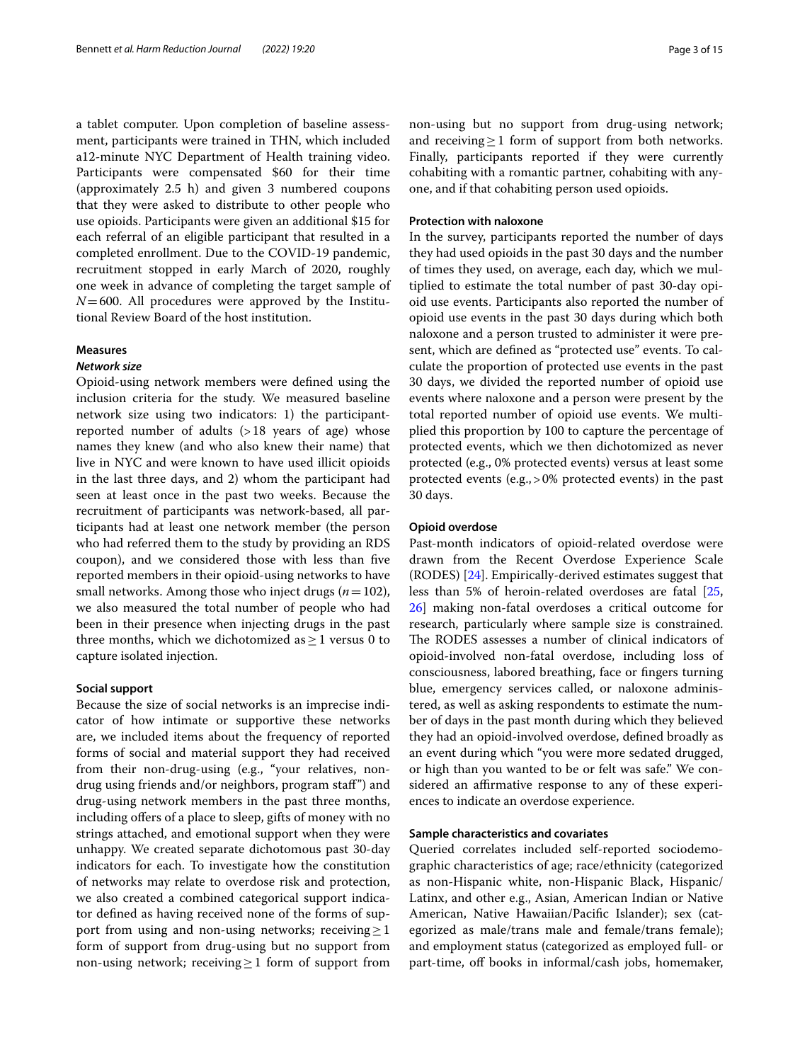a tablet computer. Upon completion of baseline assessment, participants were trained in THN, which included a12-minute NYC Department of Health training video. Participants were compensated $60 for their time (approximately 2.5 h) and given 3 numbered coupons that they were asked to distribute to other people who use opioids. Participants were given an additional $15 for each referral of an eligible participant that resulted in a completed enrollment. Due to the COVID-19 pandemic, recruitment stopped in early March of 2020, roughly one week in advance of completing the target sample of $N = 600$. All procedures were approved by the Institutional Review Board of the host institution.

### Measures

#### *Network size*

Opioid-using network members were defined using the inclusion criteria for the study. We measured baseline network size using two indicators: 1) the participant-reported number of adults (>18 years of age) whose names they knew (and who also knew their name) that live in NYC and were known to have used illicit opioids in the last three days, and 2) whom the participant had seen at least once in the past two weeks. Because the recruitment of participants was network-based, all participants had at least one network member (the person who had referred them to the study by providing an RDS coupon), and we considered those with less than five reported members in their opioid-using networks to have small networks. Among those who inject drugs ($n = 102$), we also measured the total number of people who had been in their presence when injecting drugs in the past three months, which we dichotomized as $\geq 1$ versus 0 to capture isolated injection.

#### Social support

Because the size of social networks is an imprecise indicator of how intimate or supportive these networks are, we included items about the frequency of reported forms of social and material support they had received from their non-drug-using (e.g., "your relatives, non-drug using friends and/or neighbors, program staff") and drug-using network members in the past three months, including offers of a place to sleep, gifts of money with no strings attached, and emotional support when they were unhappy. We created separate dichotomous past 30-day indicators for each. To investigate how the constitution of networks may relate to overdose risk and protection, we also created a combined categorical support indicator defined as having received none of the forms of support from using and non-using networks; receiving $\geq 1$ form of support from drug-using but no support from non-using network; receiving $\geq 1$ form of support from non-using but no support from drug-using network; and receiving $\geq 1$ form of support from both networks. Finally, participants reported if they were currently cohabiting with a romantic partner, cohabiting with anyone, and if that cohabiting person used opioids.

#### Protection with naloxone

In the survey, participants reported the number of days they had used opioids in the past 30 days and the number of times they used, on average, each day, which we multiplied to estimate the total number of past 30-day opioid use events. Participants also reported the number of opioid use events in the past 30 days during which both naloxone and a person trusted to administer it were present, which are defined as "protected use" events. To calculate the proportion of protected use events in the past 30 days, we divided the reported number of opioid use events where naloxone and a person were present by the total reported number of opioid use events. We multiplied this proportion by 100 to capture the percentage of protected events, which we then dichotomized as never protected (e.g., 0% protected events) versus at least some protected events (e.g., >0% protected events) in the past 30 days.

#### Opioid overdose

Past-month indicators of opioid-related overdose were drawn from the Recent Overdose Experience Scale (RODES) [24]. Empirically-derived estimates suggest that less than 5% of heroin-related overdoses are fatal [25, 26] making non-fatal overdoses a critical outcome for research, particularly where sample size is constrained. The RODES assesses a number of clinical indicators of opioid-involved non-fatal overdose, including loss of consciousness, labored breathing, face or fingers turning blue, emergency services called, or naloxone administered, as well as asking respondents to estimate the number of days in the past month during which they believed they had an opioid-involved overdose, defined broadly as an event during which "you were more sedated drugged, or high than you wanted to be or felt was safe." We considered an affirmative response to any of these experiences to indicate an overdose experience.

#### Sample characteristics and covariates

Queried correlates included self-reported sociodemographic characteristics of age; race/ethnicity (categorized as non-Hispanic white, non-Hispanic Black, Hispanic/Latinx, and other e.g., Asian, American Indian or Native American, Native Hawaiian/Pacific Islander); sex (categorized as male/trans male and female/trans female); and employment status (categorized as employed full- or part-time, off books in informal/cash jobs, homemaker,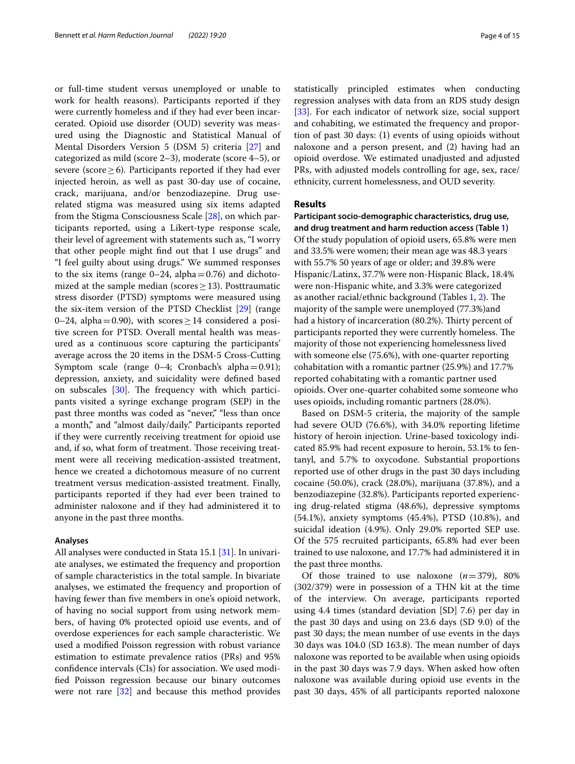or full-time student versus unemployed or unable to work for health reasons). Participants reported if they were currently homeless and if they had ever been incarcerated. Opioid use disorder (OUD) severity was measured using the Diagnostic and Statistical Manual of Mental Disorders Version 5 (DSM 5) criteria [27] and categorized as mild (score 2–3), moderate (score 4–5), or severe (score ≥ 6). Participants reported if they had ever injected heroin, as well as past 30-day use of cocaine, crack, marijuana, and/or benzodiazepine. Drug use-related stigma was measured using six items adapted from the Stigma Consciousness Scale [28], on which participants reported, using a Likert-type response scale, their level of agreement with statements such as, "I worry that other people might find out that I use drugs" and "I feel guilty about using drugs." We summed responses to the six items (range 0–24, alpha = 0.76) and dichotomized at the sample median (scores ≥ 13). Posttraumatic stress disorder (PTSD) symptoms were measured using the six-item version of the PTSD Checklist [29] (range 0–24, alpha = 0.90), with scores ≥ 14 considered a positive screen for PTSD. Overall mental health was measured as a continuous score capturing the participants' average across the 20 items in the DSM-5 Cross-Cutting Symptom scale (range 0–4; Cronbach's alpha = 0.91); depression, anxiety, and suicidality were defined based on subscales [30]. The frequency with which participants visited a syringe exchange program (SEP) in the past three months was coded as "never," "less than once a month," and "almost daily/daily." Participants reported if they were currently receiving treatment for opioid use and, if so, what form of treatment. Those receiving treatment were all receiving medication-assisted treatment, hence we created a dichotomous measure of no current treatment versus medication-assisted treatment. Finally, participants reported if they had ever been trained to administer naloxone and if they had administered it to anyone in the past three months.

### Analyses

All analyses were conducted in Stata 15.1 [31]. In univariate analyses, we estimated the frequency and proportion of sample characteristics in the total sample. In bivariate analyses, we estimated the frequency and proportion of having fewer than five members in one's opioid network, of having no social support from using network members, of having 0% protected opioid use events, and of overdose experiences for each sample characteristic. We used a modified Poisson regression with robust variance estimation to estimate prevalence ratios (PRs) and 95% confidence intervals (CIs) for association. We used modified Poisson regression because our binary outcomes were not rare [32] and because this method provides statistically principled estimates when conducting regression analyses with data from an RDS study design [33]. For each indicator of network size, social support and cohabiting, we estimated the frequency and proportion of past 30 days: (1) events of using opioids without naloxone and a person present, and (2) having had an opioid overdose. We estimated unadjusted and adjusted PRs, with adjusted models controlling for age, sex, race/ethnicity, current homelessness, and OUD severity.

## Results

### Participant socio-demographic characteristics, drug use, and drug treatment and harm reduction access (Table 1)

Of the study population of opioid users, 65.8% were men and 33.5% were women; their mean age was 48.3 years with 55.7% 50 years of age or older; and 39.8% were Hispanic/Latinx, 37.7% were non-Hispanic Black, 18.4% were non-Hispanic white, and 3.3% were categorized as another racial/ethnic background (Tables 1, 2). The majority of the sample were unemployed (77.3%)and had a history of incarceration (80.2%). Thirty percent of participants reported they were currently homeless. The majority of those not experiencing homelessness lived with someone else (75.6%), with one-quarter reporting cohabitation with a romantic partner (25.9%) and 17.7% reported cohabitating with a romantic partner used opioids. Over one-quarter cohabited some someone who uses opioids, including romantic partners (28.0%).

Based on DSM-5 criteria, the majority of the sample had severe OUD (76.6%), with 34.0% reporting lifetime history of heroin injection. Urine-based toxicology indicated 85.9% had recent exposure to heroin, 53.1% to fentanyl, and 5.7% to oxycodone. Substantial proportions reported use of other drugs in the past 30 days including cocaine (50.0%), crack (28.0%), marijuana (37.8%), and a benzodiazepine (32.8%). Participants reported experiencing drug-related stigma (48.6%), depressive symptoms (54.1%), anxiety symptoms (45.4%), PTSD (10.8%), and suicidal ideation (4.9%). Only 29.0% reported SEP use. Of the 575 recruited participants, 65.8% had ever been trained to use naloxone, and 17.7% had administered it in the past three months.

Of those trained to use naloxone (*n* = 379), 80% (302/379) were in possession of a THN kit at the time of the interview. On average, participants reported using 4.4 times (standard deviation [SD] 7.6) per day in the past 30 days and using on 23.6 days (SD 9.0) of the past 30 days; the mean number of use events in the days 30 days was 104.0 (SD 163.8). The mean number of days naloxone was reported to be available when using opioids in the past 30 days was 7.9 days. When asked how often naloxone was available during opioid use events in the past 30 days, 45% of all participants reported naloxone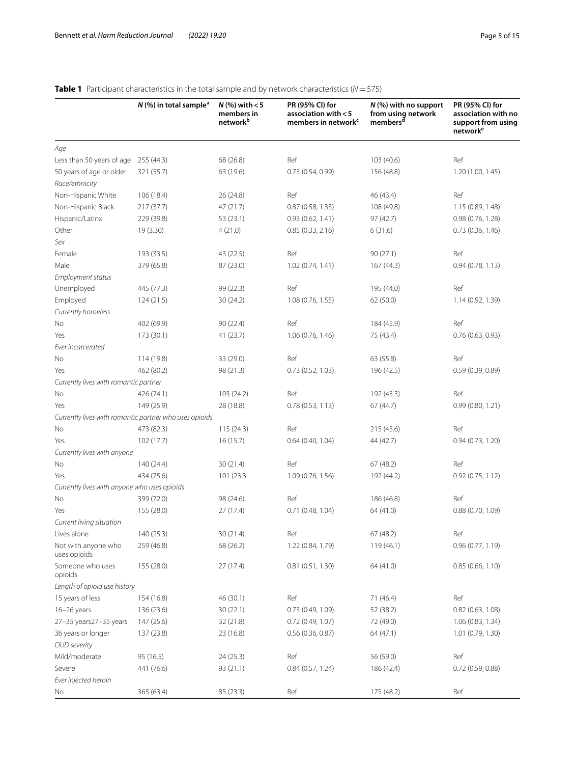**Table 1** Participant characteristics in the total sample and by network characteristics ($N = 575$)

| | N (%) in total sample[a] | N (%) with < 5 members in network[b] | PR (95% CI) for association with < 5 members in network[c] | N (%) with no support from using network members[d] | PR (95% CI) for association with no support from using network[e] |
|---|---|---|---|---|---|
| *Age* | | | | | |
| Less than 50 years of age | 255 (44.3) | 68 (26.8) | Ref | 103 (40.6) | Ref |
| 50 years of age or older | 321 (55.7) | 63 (19.6) | 0.73 (0.54, 0.99) | 156 (48.8) | 1.20 (1.00, 1.45) |
| *Race/ethnicity* | | | | | |
| Non-Hispanic White | 106 (18.4) | 26 (24.8) | Ref | 46 (43.4) | Ref |
| Non-Hispanic Black | 217 (37.7) | 47 (21.7) | 0.87 (0.58, 1.33) | 108 (49.8) | 1.15 (0.89, 1.48) |
| Hispanic/Latinx | 229 (39.8) | 53 (23.1) | 0.93 (0.62, 1.41) | 97 (42.7) | 0.98 (0.76, 1.28) |
| Other | 19 (3.30) | 4 (21.0) | 0.85 (0.33, 2.16) | 6 (31.6) | 0.73 (0.36, 1.46) |
| *Sex* | | | | | |
| Female | 193 (33.5) | 43 (22.5) | Ref | 90 (27.1) | Ref |
| Male | 379 (65.8) | 87 (23.0) | 1.02 (0.74, 1.41) | 167 (44.3) | 0.94 (0.78, 1.13) |
| *Employment status* | | | | | |
| Unemployed | 445 (77.3) | 99 (22.3) | Ref | 195 (44.0) | Ref |
| Employed | 124 (21.5) | 30 (24.2) | 1.08 (0.76, 1.55) | 62 (50.0) | 1.14 (0.92, 1.39) |
| *Currently homeless* | | | | | |
| No | 402 (69.9) | 90 (22.4) | Ref | 184 (45.9) | Ref |
| Yes | 173 (30.1) | 41 (23.7) | 1.06 (0.76, 1.46) | 75 (43.4) | 0.76 (0.63, 0.93) |
| *Ever incarcerated* | | | | | |
| No | 114 (19.8) | 33 (29.0) | Ref | 63 (55.8) | Ref |
| Yes | 462 (80.2) | 98 (21.3) | 0.73 (0.52, 1.03) | 196 (42.5) | 0.59 (0.39, 0.89) |
| *Currently lives with romantic partner* | | | | | |
| No | 426 (74.1) | 103 (24.2) | Ref | 192 (45.3) | Ref |
| Yes | 149 (25.9) | 28 (18.8) | 0.78 (0.53, 1.13) | 67 (44.7) | 0.99 (0.80, 1.21) |
| *Currently lives with romantic partner who uses opioids* | | | | | |
| No | 473 (82.3) | 115 (24.3) | Ref | 215 (45.6) | Ref |
| Yes | 102 (17.7) | 16 (15.7) | 0.64 (0.40, 1.04) | 44 (42.7) | 0.94 (0.73, 1.20) |
| *Currently lives with anyone* | | | | | |
| No | 140 (24.4) | 30 (21.4) | Ref | 67 (48.2) | Ref |
| Yes | 434 (75.6) | 101 (23.3 | 1.09 (0.76, 1.56) | 192 (44.2) | 0.92 (0.75, 1.12) |
| *Currently lives with anyone who uses opioids* | | | | | |
| No | 399 (72.0) | 98 (24.6) | Ref | 186 (46.8) | Ref |
| Yes | 155 (28.0) | 27 (17.4) | 0.71 (0.48, 1.04) | 64 (41.0) | 0.88 (0.70, 1.09) |
| *Current living situation* | | | | | |
| Lives alone | 140 (25.3) | 30 (21.4) | Ref | 67 (48.2) | Ref |
| Not with anyone who uses opioids | 259 (46.8) | 68 (26.2) | 1.22 (0.84, 1.79) | 119 (46.1) | 0.96 (0.77, 1.19) |
| Someone who uses opioids | 155 (28.0) | 27 (17.4) | 0.81 (0.51, 1.30) | 64 (41.0) | 0.85 (0.66, 1.10) |
| *Length of opioid use history* | | | | | |
| 15 years of less | 154 (16.8) | 46 (30.1) | Ref | 71 (46.4) | Ref |
| 16–26 years | 136 (23.6) | 30 (22.1) | 0.73 (0.49, 1.09) | 52 (38.2) | 0.82 (0.63, 1.08) |
| 27–35 years27–35 years | 147 (25.6) | 32 (21.8) | 0.72 (0.49, 1.07) | 72 (49.0) | 1.06 (0.83, 1.34) |
| 36 years or longer | 137 (23.8) | 23 (16.8) | 0.56 (0.36, 0.87) | 64 (47.1) | 1.01 (0.79, 1.30) |
| *OUD severity* | | | | | |
| Mild/moderate | 95 (16.5) | 24 (25.3) | Ref | 56 (59.0) | Ref |
| Severe | 441 (76.6) | 93 (21.1) | 0.84 (0.57, 1.24) | 186 (42.4) | 0.72 (0.59, 0.88) |
| *Ever injected heroin* | | | | | |
| No | 365 (63.4) | 85 (23.3) | Ref | 175 (48.2) | Ref |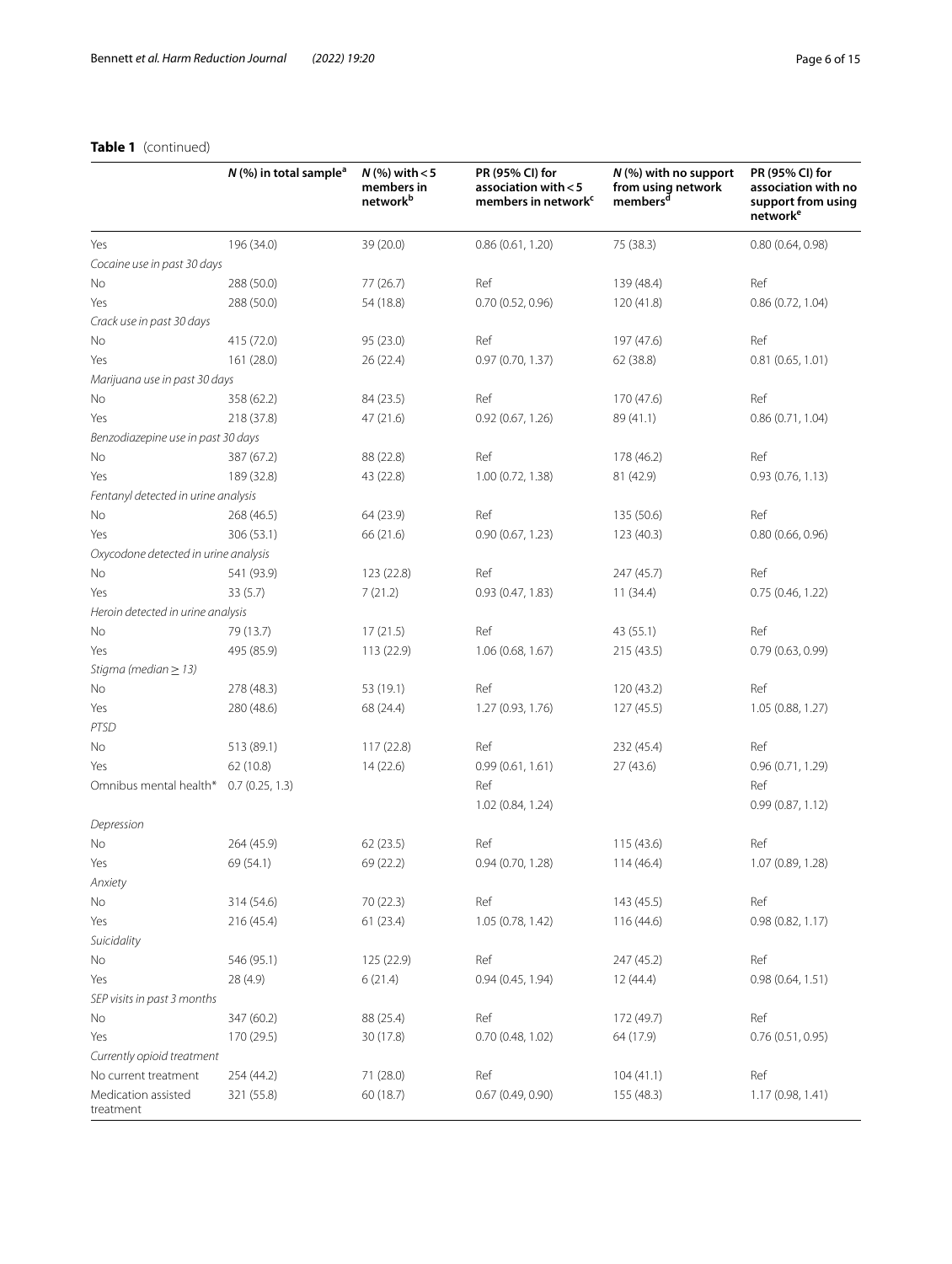**Table 1** (continued)

| | $N$ (%) in total sample[a] | $N$ (%) with < 5 members in network[b] | PR (95% CI) for association with < 5 members in network[c] | $N$ (%) with no support from using network members[d] | PR (95% CI) for association with no support from using network[e] |
|---|---|---|---|---|---|
| Yes | 196 (34.0) | 39 (20.0) | 0.86 (0.61, 1.20) | 75 (38.3) | 0.80 (0.64, 0.98) |
| *Cocaine use in past 30 days* | | | | | |
| No | 288 (50.0) | 77 (26.7) | Ref | 139 (48.4) | Ref |
| Yes | 288 (50.0) | 54 (18.8) | 0.70 (0.52, 0.96) | 120 (41.8) | 0.86 (0.72, 1.04) |
| *Crack use in past 30 days* | | | | | |
| No | 415 (72.0) | 95 (23.0) | Ref | 197 (47.6) | Ref |
| Yes | 161 (28.0) | 26 (22.4) | 0.97 (0.70, 1.37) | 62 (38.8) | 0.81 (0.65, 1.01) |
| *Marijuana use in past 30 days* | | | | | |
| No | 358 (62.2) | 84 (23.5) | Ref | 170 (47.6) | Ref |
| Yes | 218 (37.8) | 47 (21.6) | 0.92 (0.67, 1.26) | 89 (41.1) | 0.86 (0.71, 1.04) |
| *Benzodiazepine use in past 30 days* | | | | | |
| No | 387 (67.2) | 88 (22.8) | Ref | 178 (46.2) | Ref |
| Yes | 189 (32.8) | 43 (22.8) | 1.00 (0.72, 1.38) | 81 (42.9) | 0.93 (0.76, 1.13) |
| *Fentanyl detected in urine analysis* | | | | | |
| No | 268 (46.5) | 64 (23.9) | Ref | 135 (50.6) | Ref |
| Yes | 306 (53.1) | 66 (21.6) | 0.90 (0.67, 1.23) | 123 (40.3) | 0.80 (0.66, 0.96) |
| *Oxycodone detected in urine analysis* | | | | | |
| No | 541 (93.9) | 123 (22.8) | Ref | 247 (45.7) | Ref |
| Yes | 33 (5.7) | 7 (21.2) | 0.93 (0.47, 1.83) | 11 (34.4) | 0.75 (0.46, 1.22) |
| *Heroin detected in urine analysis* | | | | | |
| No | 79 (13.7) | 17 (21.5) | Ref | 43 (55.1) | Ref |
| Yes | 495 (85.9) | 113 (22.9) | 1.06 (0.68, 1.67) | 215 (43.5) | 0.79 (0.63, 0.99) |
| *Stigma (median ≥ 13)* | | | | | |
| No | 278 (48.3) | 53 (19.1) | Ref | 120 (43.2) | Ref |
| Yes | 280 (48.6) | 68 (24.4) | 1.27 (0.93, 1.76) | 127 (45.5) | 1.05 (0.88, 1.27) |
| *PTSD* | | | | | |
| No | 513 (89.1) | 117 (22.8) | Ref | 232 (45.4) | Ref |
| Yes | 62 (10.8) | 14 (22.6) | 0.99 (0.61, 1.61) | 27 (43.6) | 0.96 (0.71, 1.29) |
| Omnibus mental health* | 0.7 (0.25, 1.3) | | Ref | | Ref |
| | | | 1.02 (0.84, 1.24) | | 0.99 (0.87, 1.12) |
| *Depression* | | | | | |
| No | 264 (45.9) | 62 (23.5) | Ref | 115 (43.6) | Ref |
| Yes | 69 (54.1) | 69 (22.2) | 0.94 (0.70, 1.28) | 114 (46.4) | 1.07 (0.89, 1.28) |
| *Anxiety* | | | | | |
| No | 314 (54.6) | 70 (22.3) | Ref | 143 (45.5) | Ref |
| Yes | 216 (45.4) | 61 (23.4) | 1.05 (0.78, 1.42) | 116 (44.6) | 0.98 (0.82, 1.17) |
| *Suicidality* | | | | | |
| No | 546 (95.1) | 125 (22.9) | Ref | 247 (45.2) | Ref |
| Yes | 28 (4.9) | 6 (21.4) | 0.94 (0.45, 1.94) | 12 (44.4) | 0.98 (0.64, 1.51) |
| *SEP visits in past 3 months* | | | | | |
| No | 347 (60.2) | 88 (25.4) | Ref | 172 (49.7) | Ref |
| Yes | 170 (29.5) | 30 (17.8) | 0.70 (0.48, 1.02) | 64 (17.9) | 0.76 (0.51, 0.95) |
| *Currently opioid treatment* | | | | | |
| No current treatment | 254 (44.2) | 71 (28.0) | Ref | 104 (41.1) | Ref |
| Medication assisted treatment | 321 (55.8) | 60 (18.7) | 0.67 (0.49, 0.90) | 155 (48.3) | 1.17 (0.98, 1.41) |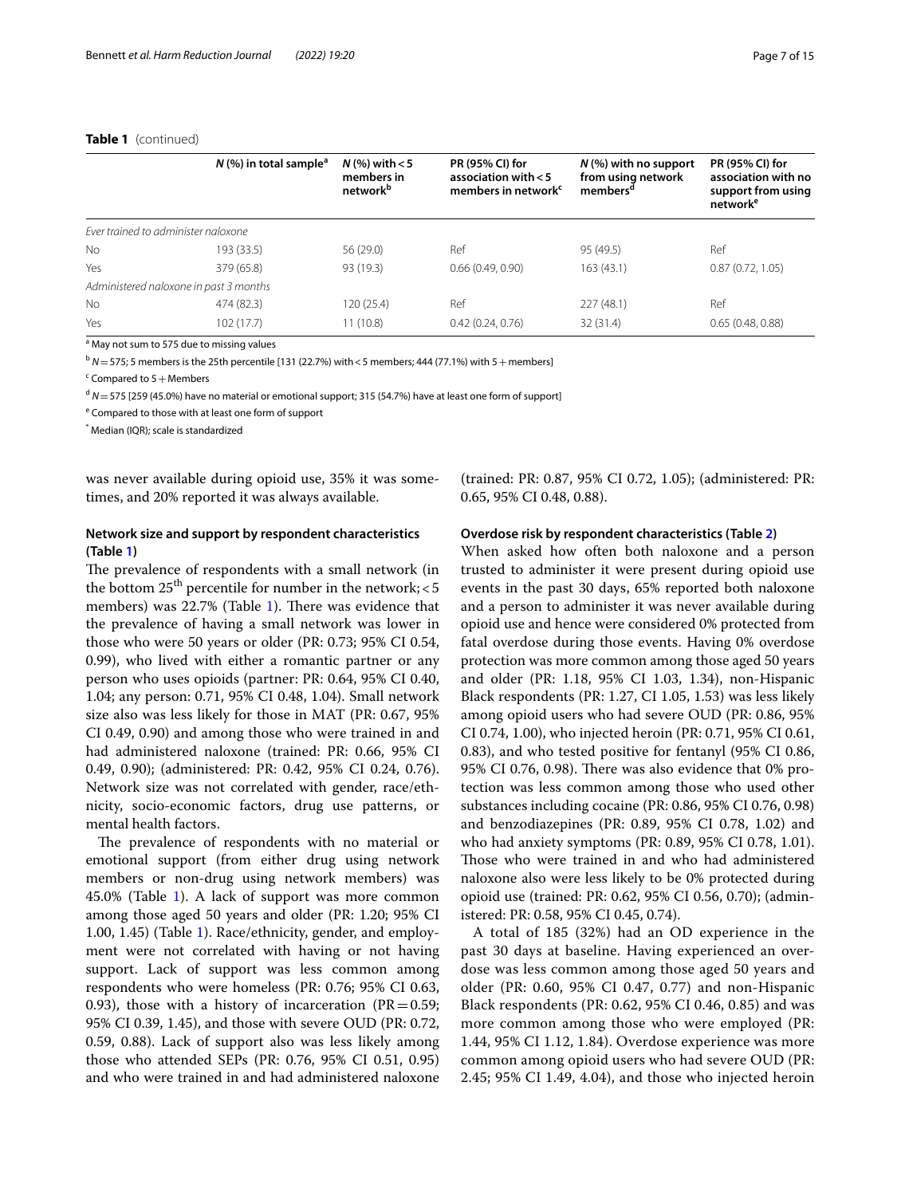**Table 1** (continued)

| | *N* (%) in total sample[a] | *N* (%) with < 5 members in network[b] | PR (95% CI) for association with < 5 members in network[c] | *N* (%) with no support from using network members[d] | PR (95% CI) for association with no support from using network[e] |
|---|---|---|---|---|---|
| *Ever trained to administer naloxone* | | | | | |
| No | 193 (33.5) | 56 (29.0) | Ref | 95 (49.5) | Ref |
| Yes | 379 (65.8) | 93 (19.3) | 0.66 (0.49, 0.90) | 163 (43.1) | 0.87 (0.72, 1.05) |
| *Administered naloxone in past 3 months* | | | | | |
| No | 474 (82.3) | 120 (25.4) | Ref | 227 (48.1) | Ref |
| Yes | 102 (17.7) | 11 (10.8) | 0.42 (0.24, 0.76) | 32 (31.4) | 0.65 (0.48, 0.88) |

[a] May not sum to 575 due to missing values

[b] *N* = 575; 5 members is the 25th percentile for number in the network; < 5 [131 (22.7%) with < 5 members; 444 (77.1%) with 5 + members]

[c] Compared to 5 + Members

[d] *N* = 575 [259 (45.0%) have no material or emotional support; 315 (54.7%) have at least one form of support]

[e] Compared to those with at least one form of support

[*] Median (IQR); scale is standardized

was never available during opioid use, 35% it was sometimes, and 20% reported it was always available.

### Network size and support by respondent characteristics (Table 1)

The prevalence of respondents with a small network (in the bottom 25[th] percentile for number in the network; < 5 members) was 22.7% (Table 1). There was evidence that the prevalence of having a small network was lower in those who were 50 years or older (PR: 0.73; 95% CI 0.54, 0.99), who lived with either a romantic partner or any person who uses opioids (partner: PR: 0.64, 95% CI 0.40, 1.04; any person: 0.71, 95% CI 0.48, 1.04). Small network size also was less likely for those in MAT (PR: 0.67, 95% CI 0.49, 0.90) and among those who were trained in and had administered naloxone (trained: PR: 0.66, 95% CI 0.49, 0.90); (administered: PR: 0.42, 95% CI 0.24, 0.76). Network size was not correlated with gender, race/ethnicity, socio-economic factors, drug use patterns, or mental health factors.

The prevalence of respondents with no material or emotional support (from either drug using network members or non-drug using network members) was 45.0% (Table 1). A lack of support was more common among those aged 50 years and older (PR: 1.20; 95% CI 1.00, 1.45) (Table 1). Race/ethnicity, gender, and employment were not correlated with having or not having support. Lack of support was less common among respondents who were homeless (PR: 0.76; 95% CI 0.63, 0.93), those with a history of incarceration (PR = 0.59; 95% CI 0.39, 1.45), and those with severe OUD (PR: 0.72, 0.59, 0.88). Lack of support also was less likely among those who attended SEPs (PR: 0.76, 95% CI 0.51, 0.95) and who were trained in and had administered naloxone (trained: PR: 0.87, 95% CI 0.72, 1.05); (administered: PR: 0.65, 95% CI 0.48, 0.88).

### Overdose risk by respondent characteristics (Table 2)

When asked how often both naloxone and a person trusted to administer it were present during opioid use events in the past 30 days, 65% reported both naloxone and a person to administer it was never available during opioid use and hence were considered 0% protected from fatal overdose during those events. Having 0% overdose protection was more common among those aged 50 years and older (PR: 1.18, 95% CI 1.03, 1.34), non-Hispanic Black respondents (PR: 1.27, CI 1.05, 1.53) was less likely among opioid users who had severe OUD (PR: 0.86, 95% CI 0.74, 1.00), who injected heroin (PR: 0.71, 95% CI 0.61, 0.83), and who tested positive for fentanyl (95% CI 0.86, 95% CI 0.76, 0.98). There was also evidence that 0% protection was less common among those who used other substances including cocaine (PR: 0.86, 95% CI 0.76, 0.98) and benzodiazepines (PR: 0.89, 95% CI 0.78, 1.02) and who had anxiety symptoms (PR: 0.89, 95% CI 0.78, 1.01). Those who were trained in and who had administered naloxone also were less likely to be 0% protected during opioid use (trained: PR: 0.62, 95% CI 0.56, 0.70); (administered: PR: 0.58, 95% CI 0.45, 0.74).

A total of 185 (32%) had an OD experience in the past 30 days at baseline. Having experienced an overdose was less common among those aged 50 years and older (PR: 0.60, 95% CI 0.47, 0.77) and non-Hispanic Black respondents (PR: 0.62, 95% CI 0.46, 0.85) and was more common among those who were employed (PR: 1.44, 95% CI 1.12, 1.84). Overdose experience was more common among opioid users who had severe OUD (PR: 2.45; 95% CI 1.49, 4.04), and those who injected heroin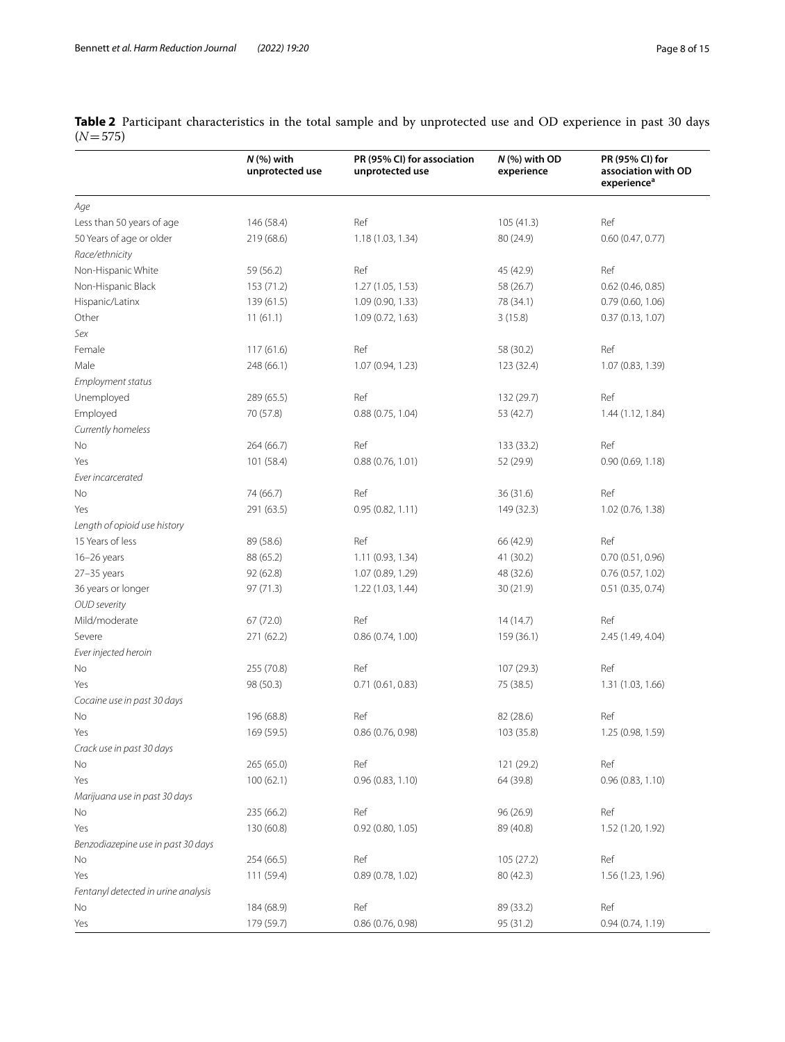**Table 2** Participant characteristics in the total sample and by unprotected use and OD experience in past 30 days ($N=575$)

| | *N* (%) with unprotected use | PR (95% CI) for association unprotected use | *N* (%) with OD experience | PR (95% CI) for association with OD experience[a] |
|---|---|---|---|---|
| *Age* | | | | |
| Less than 50 years of age | 146 (58.4) | Ref | 105 (41.3) | Ref |
| 50 Years of age or older | 219 (68.6) | 1.18 (1.03, 1.34) | 80 (24.9) | 0.60 (0.47, 0.77) |
| *Race/ethnicity* | | | | |
| Non-Hispanic White | 59 (56.2) | Ref | 45 (42.9) | Ref |
| Non-Hispanic Black | 153 (71.2) | 1.27 (1.05, 1.53) | 58 (26.7) | 0.62 (0.46, 0.85) |
| Hispanic/Latinx | 139 (61.5) | 1.09 (0.90, 1.33) | 78 (34.1) | 0.79 (0.60, 1.06) |
| Other | 11 (61.1) | 1.09 (0.72, 1.63) | 3 (15.8) | 0.37 (0.13, 1.07) |
| *Sex* | | | | |
| Female | 117 (61.6) | Ref | 58 (30.2) | Ref |
| Male | 248 (66.1) | 1.07 (0.94, 1.23) | 123 (32.4) | 1.07 (0.83, 1.39) |
| *Employment status* | | | | |
| Unemployed | 289 (65.5) | Ref | 132 (29.7) | Ref |
| Employed | 70 (57.8) | 0.88 (0.75, 1.04) | 53 (42.7) | 1.44 (1.12, 1.84) |
| *Currently homeless* | | | | |
| No | 264 (66.7) | Ref | 133 (33.2) | Ref |
| Yes | 101 (58.4) | 0.88 (0.76, 1.01) | 52 (29.9) | 0.90 (0.69, 1.18) |
| *Ever incarcerated* | | | | |
| No | 74 (66.7) | Ref | 36 (31.6) | Ref |
| Yes | 291 (63.5) | 0.95 (0.82, 1.11) | 149 (32.3) | 1.02 (0.76, 1.38) |
| *Length of opioid use history* | | | | |
| 15 Years of less | 89 (58.6) | Ref | 66 (42.9) | Ref |
| 16–26 years | 88 (65.2) | 1.11 (0.93, 1.34) | 41 (30.2) | 0.70 (0.51, 0.96) |
| 27–35 years | 92 (62.8) | 1.07 (0.89, 1.29) | 48 (32.6) | 0.76 (0.57, 1.02) |
| 36 years or longer | 97 (71.3) | 1.22 (1.03, 1.44) | 30 (21.9) | 0.51 (0.35, 0.74) |
| *OUD severity* | | | | |
| Mild/moderate | 67 (72.0) | Ref | 14 (14.7) | Ref |
| Severe | 271 (62.2) | 0.86 (0.74, 1.00) | 159 (36.1) | 2.45 (1.49, 4.04) |
| *Ever injected heroin* | | | | |
| No | 255 (70.8) | Ref | 107 (29.3) | Ref |
| Yes | 98 (50.3) | 0.71 (0.61, 0.83) | 75 (38.5) | 1.31 (1.03, 1.66) |
| *Cocaine use in past 30 days* | | | | |
| No | 196 (68.8) | Ref | 82 (28.6) | Ref |
| Yes | 169 (59.5) | 0.86 (0.76, 0.98) | 103 (35.8) | 1.25 (0.98, 1.59) |
| *Crack use in past 30 days* | | | | |
| No | 265 (65.0) | Ref | 121 (29.2) | Ref |
| Yes | 100 (62.1) | 0.96 (0.83, 1.10) | 64 (39.8) | 0.96 (0.83, 1.10) |
| *Marijuana use in past 30 days* | | | | |
| No | 235 (66.2) | Ref | 96 (26.9) | Ref |
| Yes | 130 (60.8) | 0.92 (0.80, 1.05) | 89 (40.8) | 1.52 (1.20, 1.92) |
| *Benzodiazepine use in past 30 days* | | | | |
| No | 254 (66.5) | Ref | 105 (27.2) | Ref |
| Yes | 111 (59.4) | 0.89 (0.78, 1.02) | 80 (42.3) | 1.56 (1.23, 1.96) |
| *Fentanyl detected in urine analysis* | | | | |
| No | 184 (68.9) | Ref | 89 (33.2) | Ref |
| Yes | 179 (59.7) | 0.86 (0.76, 0.98) | 95 (31.2) | 0.94 (0.74, 1.19) |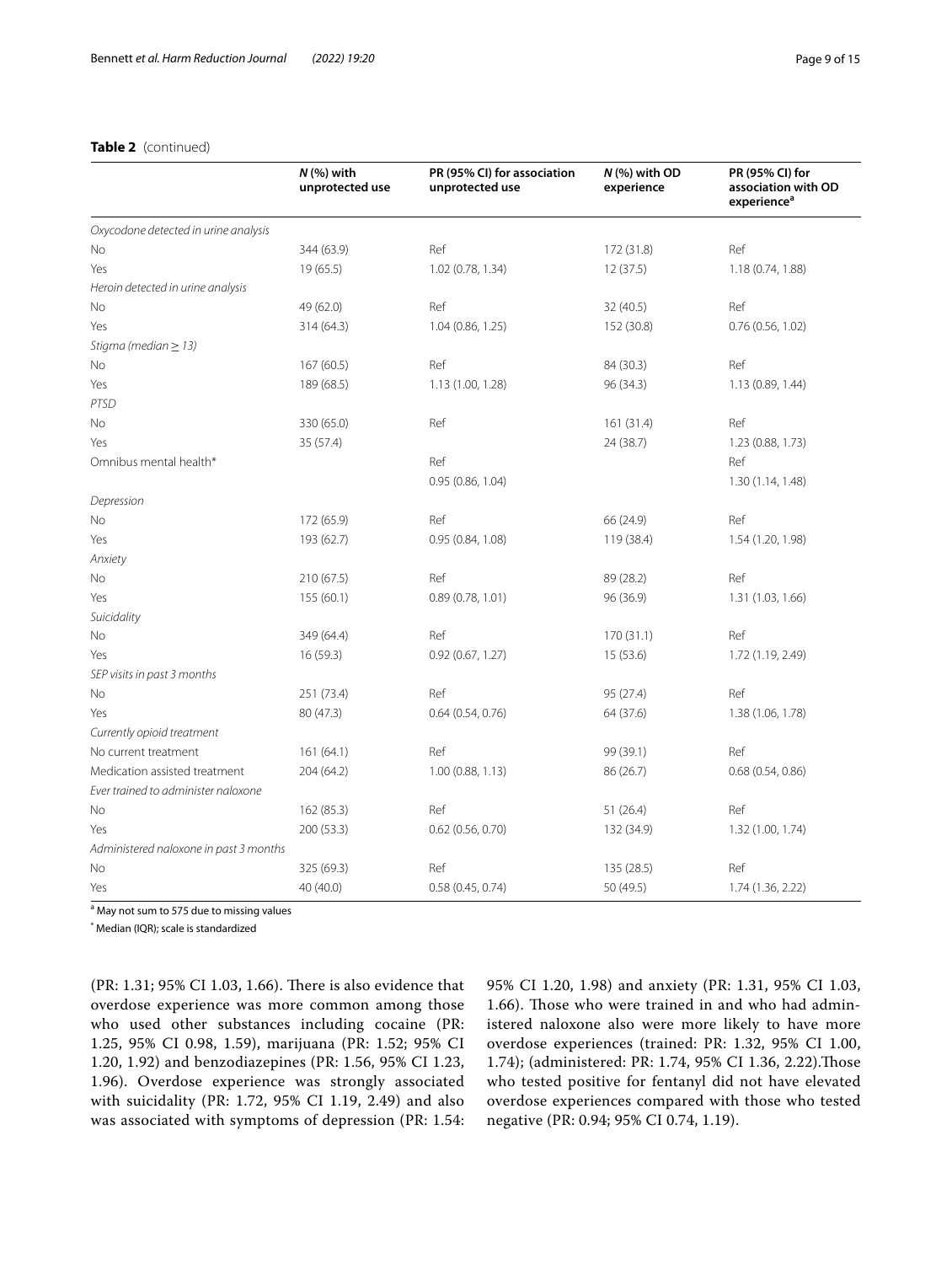**Table 2** (continued)

| | *N* (%) with unprotected use | PR (95% CI) for association unprotected use | *N* (%) with OD experience | PR (95% CI) for association with OD experience[a] |
|---|---|---|---|---|
| *Oxycodone detected in urine analysis* | | | | |
| No | 344 (63.9) | Ref | 172 (31.8) | Ref |
| Yes | 19 (65.5) | 1.02 (0.78, 1.34) | 12 (37.5) | 1.18 (0.74, 1.88) |
| *Heroin detected in urine analysis* | | | | |
| No | 49 (62.0) | Ref | 32 (40.5) | Ref |
| Yes | 314 (64.3) | 1.04 (0.86, 1.25) | 152 (30.8) | 0.76 (0.56, 1.02) |
| *Stigma (median ≥ 13)* | | | | |
| No | 167 (60.5) | Ref | 84 (30.3) | Ref |
| Yes | 189 (68.5) | 1.13 (1.00, 1.28) | 96 (34.3) | 1.13 (0.89, 1.44) |
| *PTSD* | | | | |
| No | 330 (65.0) | Ref | 161 (31.4) | Ref |
| Yes | 35 (57.4) | | 24 (38.7) | 1.23 (0.88, 1.73) |
| Omnibus mental health* | | Ref | | Ref |
| | | 0.95 (0.86, 1.04) | | 1.30 (1.14, 1.48) |
| *Depression* | | | | |
| No | 172 (65.9) | Ref | 66 (24.9) | Ref |
| Yes | 193 (62.7) | 0.95 (0.84, 1.08) | 119 (38.4) | 1.54 (1.20, 1.98) |
| *Anxiety* | | | | |
| No | 210 (67.5) | Ref | 89 (28.2) | Ref |
| Yes | 155 (60.1) | 0.89 (0.78, 1.01) | 96 (36.9) | 1.31 (1.03, 1.66) |
| *Suicidality* | | | | |
| No | 349 (64.4) | Ref | 170 (31.1) | Ref |
| Yes | 16 (59.3) | 0.92 (0.67, 1.27) | 15 (53.6) | 1.72 (1.19, 2.49) |
| *SEP visits in past 3 months* | | | | |
| No | 251 (73.4) | Ref | 95 (27.4) | Ref |
| Yes | 80 (47.3) | 0.64 (0.54, 0.76) | 64 (37.6) | 1.38 (1.06, 1.78) |
| *Currently opioid treatment* | | | | |
| No current treatment | 161 (64.1) | Ref | 99 (39.1) | Ref |
| Medication assisted treatment | 204 (64.2) | 1.00 (0.88, 1.13) | 86 (26.7) | 0.68 (0.54, 0.86) |
| *Ever trained to administer naloxone* | | | | |
| No | 162 (85.3) | Ref | 51 (26.4) | Ref |
| Yes | 200 (53.3) | 0.62 (0.56, 0.70) | 132 (34.9) | 1.32 (1.00, 1.74) |
| *Administered naloxone in past 3 months* | | | | |
| No | 325 (69.3) | Ref | 135 (28.5) | Ref |
| Yes | 40 (40.0) | 0.58 (0.45, 0.74) | 50 (49.5) | 1.74 (1.36, 2.22) |

[a] May not sum to 575 due to missing values

* Median (IQR); scale is standardized

(PR: 1.31; 95% CI 1.03, 1.66). There is also evidence that overdose experience was more common among those who used other substances including cocaine (PR: 1.25, 95% CI 0.98, 1.59), marijuana (PR: 1.52; 95% CI 1.20, 1.92) and benzodiazepines (PR: 1.56, 95% CI 1.23, 1.96). Overdose experience was strongly associated with suicidality (PR: 1.72, 95% CI 1.19, 2.49) and also was associated with symptoms of depression (PR: 1.54: 95% CI 1.20, 1.98) and anxiety (PR: 1.31, 95% CI 1.03, 1.66). Those who were trained in and who had administered naloxone also were more likely to have more overdose experiences (trained: PR: 1.32, 95% CI 1.00, 1.74); (administered: PR: 1.74, 95% CI 1.36, 2.22).Those who tested positive for fentanyl did not have elevated overdose experiences compared with those who tested negative (PR: 0.94; 95% CI 0.74, 1.19).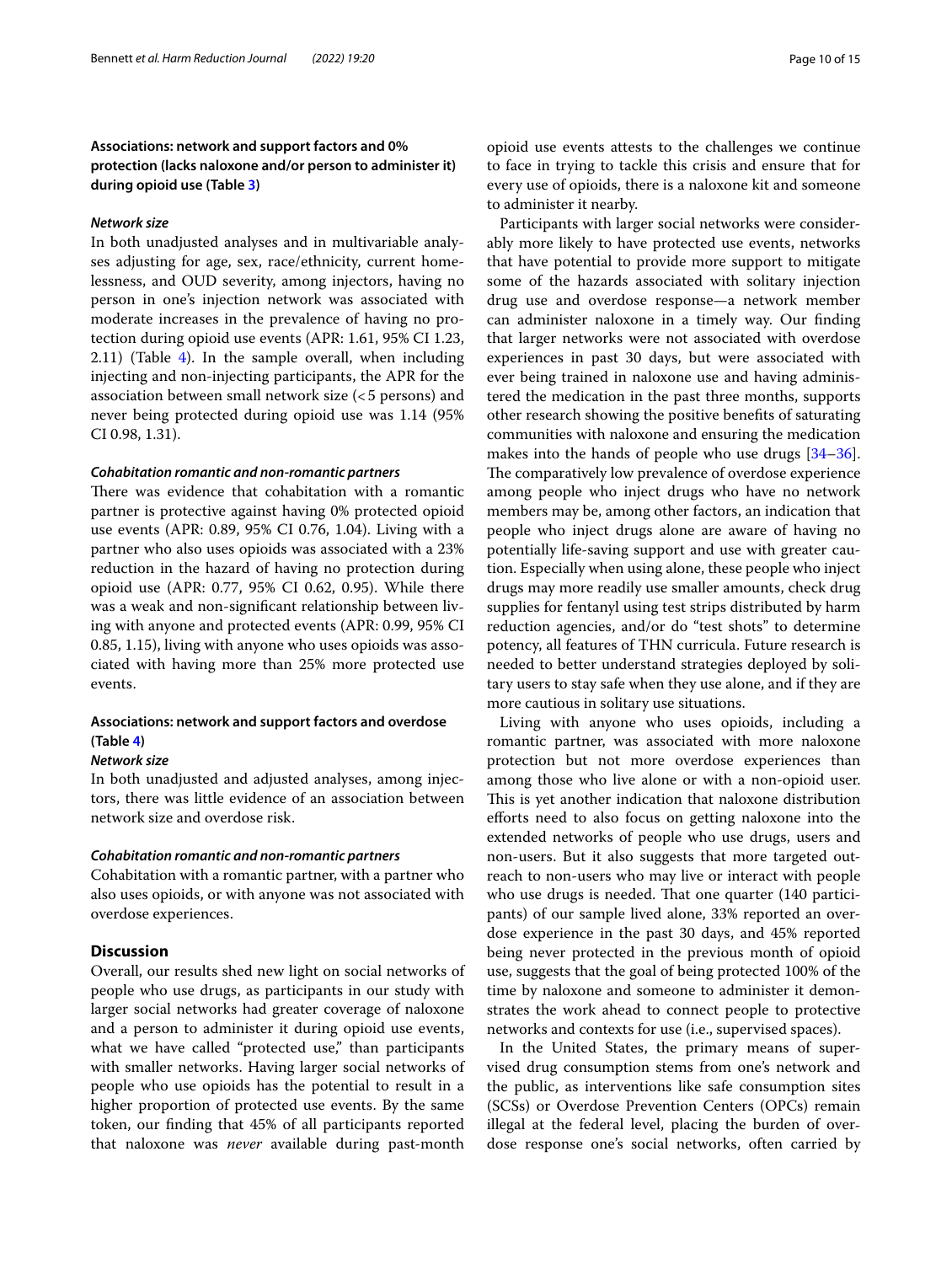### Associations: network and support factors and 0% protection (lacks naloxone and/or person to administer it) during opioid use (Table 3)

#### *Network size*

In both unadjusted analyses and in multivariable analyses adjusting for age, sex, race/ethnicity, current homelessness, and OUD severity, among injectors, having no person in one's injection network was associated with moderate increases in the prevalence of having no protection during opioid use events (APR: 1.61, 95% CI 1.23, 2.11) (Table 4). In the sample overall, when including injecting and non-injecting participants, the APR for the association between small network size (< 5 persons) and never being protected during opioid use was 1.14 (95% CI 0.98, 1.31).

#### *Cohabitation romantic and non-romantic partners*

There was evidence that cohabitation with a romantic partner is protective against having 0% protected opioid use events (APR: 0.89, 95% CI 0.76, 1.04). Living with a partner who also uses opioids was associated with a 23% reduction in the hazard of having no protection during opioid use (APR: 0.77, 95% CI 0.62, 0.95). While there was a weak and non-significant relationship between living with anyone and protected events (APR: 0.99, 95% CI 0.85, 1.15), living with anyone who uses opioids was associated with having more than 25% more protected use events.

### Associations: network and support factors and overdose (Table 4)

#### *Network size*

In both unadjusted and adjusted analyses, among injectors, there was little evidence of an association between network size and overdose risk.

#### *Cohabitation romantic and non-romantic partners*

Cohabitation with a romantic partner, with a partner who also uses opioids, or with anyone was not associated with overdose experiences.

## Discussion

Overall, our results shed new light on social networks of people who use drugs, as participants in our study with larger social networks had greater coverage of naloxone and a person to administer it during opioid use events, what we have called "protected use," than participants with smaller networks. Having larger social networks of people who use opioids has the potential to result in a higher proportion of protected use events. By the same token, our finding that 45% of all participants reported that naloxone was *never* available during past-month opioid use events attests to the challenges we continue to face in trying to tackle this crisis and ensure that for every use of opioids, there is a naloxone kit and someone to administer it nearby.

Participants with larger social networks were considerably more likely to have protected use events, networks that have potential to provide more support to mitigate some of the hazards associated with solitary injection drug use and overdose response—a network member can administer naloxone in a timely way. Our finding that larger networks were not associated with overdose experiences in past 30 days, but were associated with ever being trained in naloxone use and having administered the medication in the past three months, supports other research showing the positive benefits of saturating communities with naloxone and ensuring the medication makes into the hands of people who use drugs [34–36]. The comparatively low prevalence of overdose experience among people who inject drugs who have no network members may be, among other factors, an indication that people who inject drugs alone are aware of having no potentially life-saving support and use with greater caution. Especially when using alone, these people who inject drugs may more readily use smaller amounts, check drug supplies for fentanyl using test strips distributed by harm reduction agencies, and/or do "test shots" to determine potency, all features of THN curricula. Future research is needed to better understand strategies deployed by solitary users to stay safe when they use alone, and if they are more cautious in solitary use situations.

Living with anyone who uses opioids, including a romantic partner, was associated with more naloxone protection but not more overdose experiences than among those who live alone or with a non-opioid user. This is yet another indication that naloxone distribution efforts need to also focus on getting naloxone into the extended networks of people who use drugs, users and non-users. But it also suggests that more targeted outreach to non-users who may live or interact with people who use drugs is needed. That one quarter (140 participants) of our sample lived alone, 33% reported an overdose experience in the past 30 days, and 45% reported being never protected in the previous month of opioid use, suggests that the goal of being protected 100% of the time by naloxone and someone to administer it demonstrates the work ahead to connect people to protective networks and contexts for use (i.e., supervised spaces).

In the United States, the primary means of supervised drug consumption stems from one's network and the public, as interventions like safe consumption sites (SCSs) or Overdose Prevention Centers (OPCs) remain illegal at the federal level, placing the burden of overdose response one's social networks, often carried by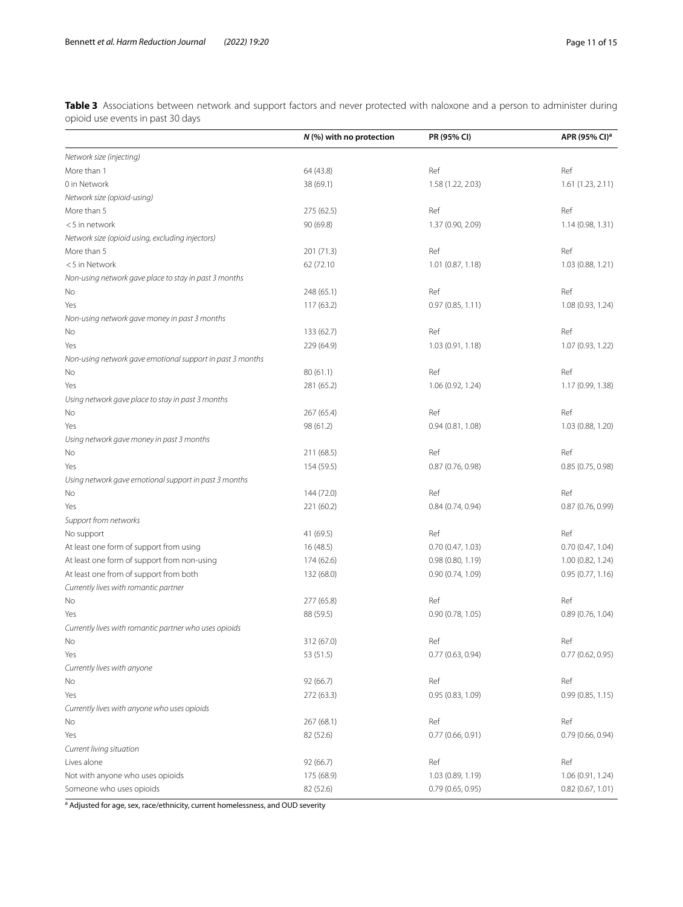**Table 3** Associations between network and support factors and never protected with naloxone and a person to administer during opioid use events in past 30 days

| | *N* (%) with no protection | PR (95% CI) | APR (95% CI)[a] |
|---|---|---|---|
| *Network size (injecting)* | | | |
| More than 1 | 64 (43.8) | Ref | Ref |
| 0 in Network | 38 (69.1) | 1.58 (1.22, 2.03) | 1.61 (1.23, 2.11) |
| *Network size (opioid-using)* | | | |
| More than 5 | 275 (62.5) | Ref | Ref |
| <5 in network | 90 (69.8) | 1.37 (0.90, 2.09) | 1.14 (0.98, 1.31) |
| *Network size (opioid using, excluding injectors)* | | | |
| More than 5 | 201 (71.3) | Ref | Ref |
| <5 in Network | 62 (72.10 | 1.01 (0.87, 1.18) | 1.03 (0.88, 1.21) |
| *Non-using network gave place to stay in past 3 months* | | | |
| No | 248 (65.1) | Ref | Ref |
| Yes | 117 (63.2) | 0.97 (0.85, 1.11) | 1.08 (0.93, 1.24) |
| *Non-using network gave money in past 3 months* | | | |
| No | 133 (62.7) | Ref | Ref |
| Yes | 229 (64.9) | 1.03 (0.91, 1.18) | 1.07 (0.93, 1.22) |
| *Non-using network gave emotional support in past 3 months* | | | |
| No | 80 (61.1) | Ref | Ref |
| Yes | 281 (65.2) | 1.06 (0.92, 1.24) | 1.17 (0.99, 1.38) |
| *Using network gave place to stay in past 3 months* | | | |
| No | 267 (65.4) | Ref | Ref |
| Yes | 98 (61.2) | 0.94 (0.81, 1.08) | 1.03 (0.88, 1.20) |
| *Using network gave money in past 3 months* | | | |
| No | 211 (68.5) | Ref | Ref |
| Yes | 154 (59.5) | 0.87 (0.76, 0.98) | 0.85 (0.75, 0.98) |
| *Using network gave emotional support in past 3 months* | | | |
| No | 144 (72.0) | Ref | Ref |
| Yes | 221 (60.2) | 0.84 (0.74, 0.94) | 0.87 (0.76, 0.99) |
| *Support from networks* | | | |
| No support | 41 (69.5) | Ref | Ref |
| At least one form of support from using | 16 (48.5) | 0.70 (0.47, 1.03) | 0.70 (0.47, 1.04) |
| At least one form of support from non-using | 174 (62.6) | 0.98 (0.80, 1.19) | 1.00 (0.82, 1.24) |
| At least one from of support from both | 132 (68.0) | 0.90 (0.74, 1.09) | 0.95 (0.77, 1.16) |
| *Currently lives with romantic partner* | | | |
| No | 277 (65.8) | Ref | Ref |
| Yes | 88 (59.5) | 0.90 (0.78, 1.05) | 0.89 (0.76, 1.04) |
| *Currently lives with romantic partner who uses opioids* | | | |
| No | 312 (67.0) | Ref | Ref |
| Yes | 53 (51.5) | 0.77 (0.63, 0.94) | 0.77 (0.62, 0.95) |
| *Currently lives with anyone* | | | |
| No | 92 (66.7) | Ref | Ref |
| Yes | 272 (63.3) | 0.95 (0.83, 1.09) | 0.99 (0.85, 1.15) |
| *Currently lives with anyone who uses opioids* | | | |
| No | 267 (68.1) | Ref | Ref |
| Yes | 82 (52.6) | 0.77 (0.66, 0.91) | 0.79 (0.66, 0.94) |
| *Current living situation* | | | |
| Lives alone | 92 (66.7) | Ref | Ref |
| Not with anyone who uses opioids | 175 (68.9) | 1.03 (0.89, 1.19) | 1.06 (0.91, 1.24) |
| Someone who uses opioids | 82 (52.6) | 0.79 (0.65, 0.95) | 0.82 (0.67, 1.01) |

[a] Adjusted for age, sex, race/ethnicity, current homelessness, and OUD severity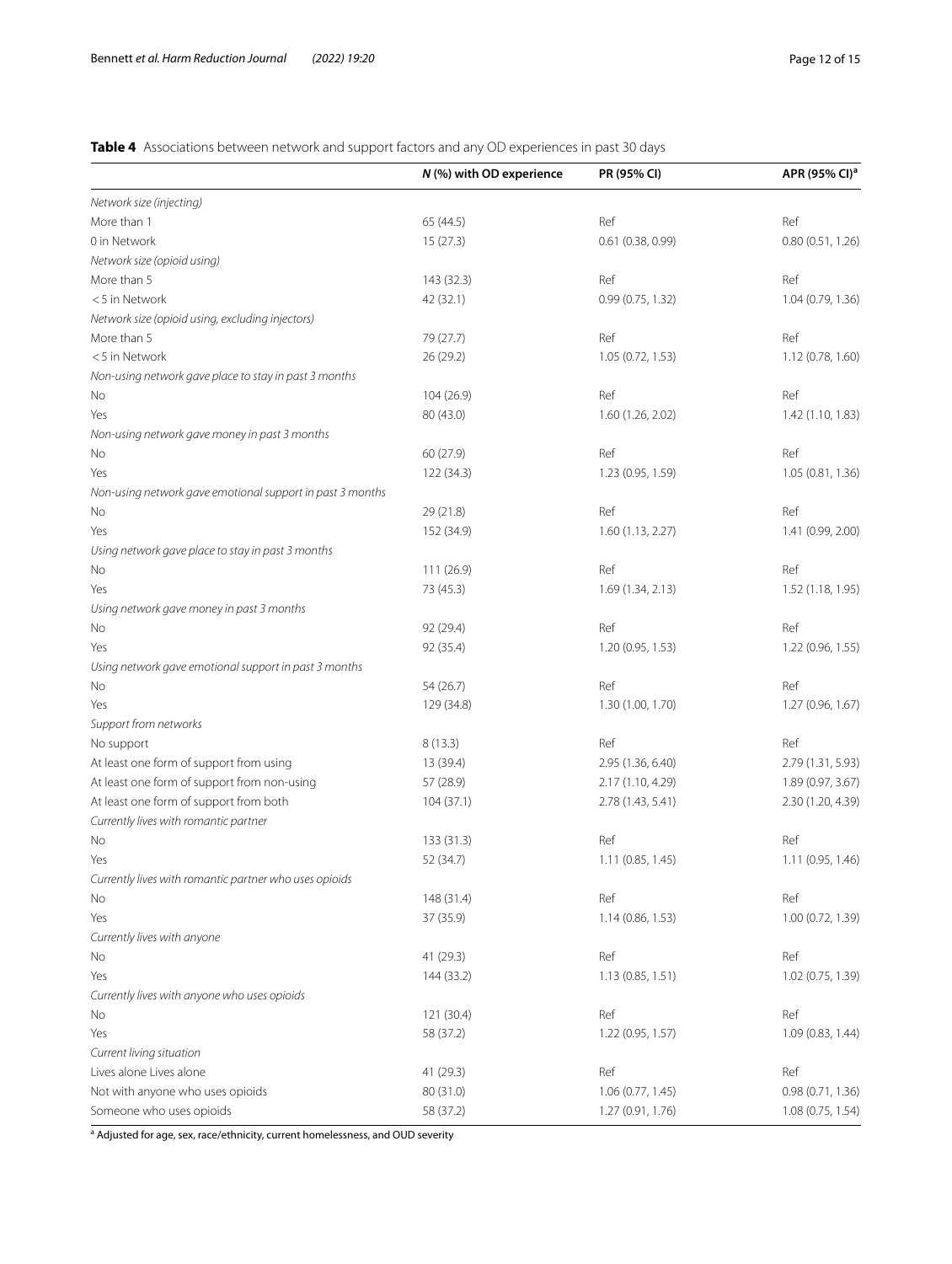**Table 4** Associations between network and support factors and any OD experiences in past 30 days

| | *N* (%) with OD experience | PR (95% CI) | APR (95% CI)[a] |
|---|---|---|---|
| *Network size (injecting)* | | | |
| More than 1 | 65 (44.5) | Ref | Ref |
| 0 in Network | 15 (27.3) | 0.61 (0.38, 0.99) | 0.80 (0.51, 1.26) |
| *Network size (opioid using)* | | | |
| More than 5 | 143 (32.3) | Ref | Ref |
| < 5 in Network | 42 (32.1) | 0.99 (0.75, 1.32) | 1.04 (0.79, 1.36) |
| *Network size (opioid using, excluding injectors)* | | | |
| More than 5 | 79 (27.7) | Ref | Ref |
| < 5 in Network | 26 (29.2) | 1.05 (0.72, 1.53) | 1.12 (0.78, 1.60) |
| *Non-using network gave place to stay in past 3 months* | | | |
| No | 104 (26.9) | Ref | Ref |
| Yes | 80 (43.0) | 1.60 (1.26, 2.02) | 1.42 (1.10, 1.83) |
| *Non-using network gave money in past 3 months* | | | |
| No | 60 (27.9) | Ref | Ref |
| Yes | 122 (34.3) | 1.23 (0.95, 1.59) | 1.05 (0.81, 1.36) |
| *Non-using network gave emotional support in past 3 months* | | | |
| No | 29 (21.8) | Ref | Ref |
| Yes | 152 (34.9) | 1.60 (1.13, 2.27) | 1.41 (0.99, 2.00) |
| *Using network gave place to stay in past 3 months* | | | |
| No | 111 (26.9) | Ref | Ref |
| Yes | 73 (45.3) | 1.69 (1.34, 2.13) | 1.52 (1.18, 1.95) |
| *Using network gave money in past 3 months* | | | |
| No | 92 (29.4) | Ref | Ref |
| Yes | 92 (35.4) | 1.20 (0.95, 1.53) | 1.22 (0.96, 1.55) |
| *Using network gave emotional support in past 3 months* | | | |
| No | 54 (26.7) | Ref | Ref |
| Yes | 129 (34.8) | 1.30 (1.00, 1.70) | 1.27 (0.96, 1.67) |
| *Support from networks* | | | |
| No support | 8 (13.3) | Ref | Ref |
| At least one form of support from using | 13 (39.4) | 2.95 (1.36, 6.40) | 2.79 (1.31, 5.93) |
| At least one form of support from non-using | 57 (28.9) | 2.17 (1.10, 4.29) | 1.89 (0.97, 3.67) |
| At least one form of support from both | 104 (37.1) | 2.78 (1.43, 5.41) | 2.30 (1.20, 4.39) |
| *Currently lives with romantic partner* | | | |
| No | 133 (31.3) | Ref | Ref |
| Yes | 52 (34.7) | 1.11 (0.85, 1.45) | 1.11 (0.95, 1.46) |
| *Currently lives with romantic partner who uses opioids* | | | |
| No | 148 (31.4) | Ref | Ref |
| Yes | 37 (35.9) | 1.14 (0.86, 1.53) | 1.00 (0.72, 1.39) |
| *Currently lives with anyone* | | | |
| No | 41 (29.3) | Ref | Ref |
| Yes | 144 (33.2) | 1.13 (0.85, 1.51) | 1.02 (0.75, 1.39) |
| *Currently lives with anyone who uses opioids* | | | |
| No | 121 (30.4) | Ref | Ref |
| Yes | 58 (37.2) | 1.22 (0.95, 1.57) | 1.09 (0.83, 1.44) |
| *Current living situation* | | | |
| Lives alone Lives alone | 41 (29.3) | Ref | Ref |
| Not with anyone who uses opioids | 80 (31.0) | 1.06 (0.77, 1.45) | 0.98 (0.71, 1.36) |
| Someone who uses opioids | 58 (37.2) | 1.27 (0.91, 1.76) | 1.08 (0.75, 1.54) |

[a] Adjusted for age, sex, race/ethnicity, current homelessness, and OUD severity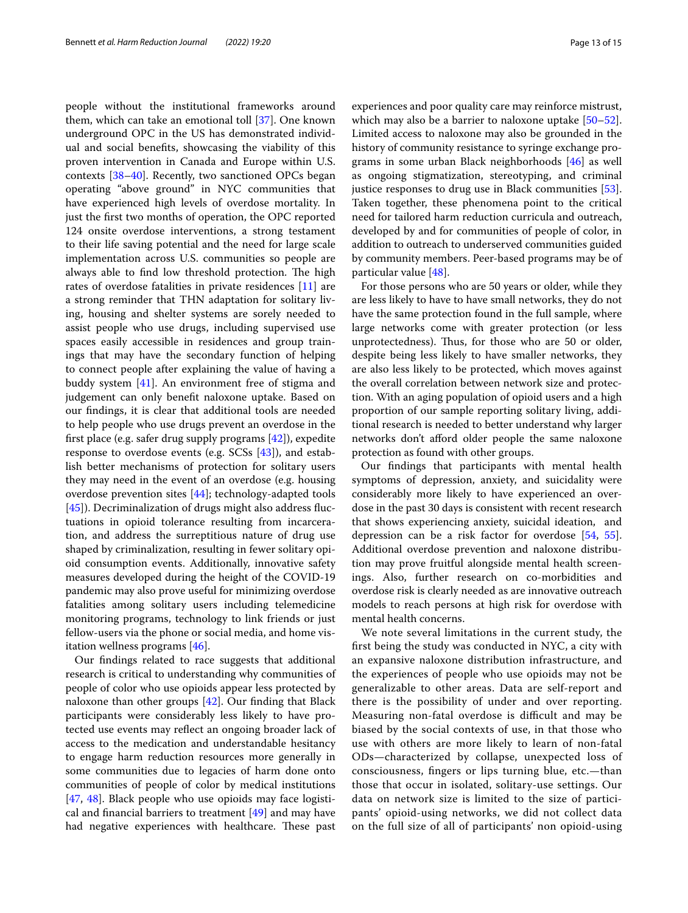people without the institutional frameworks around them, which can take an emotional toll [37]. One known underground OPC in the US has demonstrated individual and social benefits, showcasing the viability of this proven intervention in Canada and Europe within U.S. contexts [38–40]. Recently, two sanctioned OPCs began operating "above ground" in NYC communities that have experienced high levels of overdose mortality. In just the first two months of operation, the OPC reported 124 onsite overdose interventions, a strong testament to their life saving potential and the need for large scale implementation across U.S. communities so people are always able to find low threshold protection. The high rates of overdose fatalities in private residences [11] are a strong reminder that THN adaptation for solitary living, housing and shelter systems are sorely needed to assist people who use drugs, including supervised use spaces easily accessible in residences and group trainings that may have the secondary function of helping to connect people after explaining the value of having a buddy system [41]. An environment free of stigma and judgement can only benefit naloxone uptake. Based on our findings, it is clear that additional tools are needed to help people who use drugs prevent an overdose in the first place (e.g. safer drug supply programs [42]), expedite response to overdose events (e.g. SCSs [43]), and establish better mechanisms of protection for solitary users they may need in the event of an overdose (e.g. housing overdose prevention sites [44]; technology-adapted tools [45]). Decriminalization of drugs might also address fluctuations in opioid tolerance resulting from incarceration, and address the surreptitious nature of drug use shaped by criminalization, resulting in fewer solitary opioid consumption events. Additionally, innovative safety measures developed during the height of the COVID-19 pandemic may also prove useful for minimizing overdose fatalities among solitary users including telemedicine monitoring programs, technology to link friends or just fellow-users via the phone or social media, and home visitation wellness programs [46].

Our findings related to race suggests that additional research is critical to understanding why communities of people of color who use opioids appear less protected by naloxone than other groups [42]. Our finding that Black participants were considerably less likely to have protected use events may reflect an ongoing broader lack of access to the medication and understandable hesitancy to engage harm reduction resources more generally in some communities due to legacies of harm done onto communities of people of color by medical institutions [47, 48]. Black people who use opioids may face logistical and financial barriers to treatment [49] and may have had negative experiences with healthcare. These past experiences and poor quality care may reinforce mistrust, which may also be a barrier to naloxone uptake [50–52]. Limited access to naloxone may also be grounded in the history of community resistance to syringe exchange programs in some urban Black neighborhoods [46] as well as ongoing stigmatization, stereotyping, and criminal justice responses to drug use in Black communities [53]. Taken together, these phenomena point to the critical need for tailored harm reduction curricula and outreach, developed by and for communities of people of color, in addition to outreach to underserved communities guided by community members. Peer-based programs may be of particular value [48].

For those persons who are 50 years or older, while they are less likely to have to have small networks, they do not have the same protection found in the full sample, where large networks come with greater protection (or less unprotectedness). Thus, for those who are 50 or older, despite being less likely to have smaller networks, they are also less likely to be protected, which moves against the overall correlation between network size and protection. With an aging population of opioid users and a high proportion of our sample reporting solitary living, additional research is needed to better understand why larger networks don't afford older people the same naloxone protection as found with other groups.

Our findings that participants with mental health symptoms of depression, anxiety, and suicidality were considerably more likely to have experienced an overdose in the past 30 days is consistent with recent research that shows experiencing anxiety, suicidal ideation, and depression can be a risk factor for overdose [54, 55]. Additional overdose prevention and naloxone distribution may prove fruitful alongside mental health screenings. Also, further research on co-morbidities and overdose risk is clearly needed as are innovative outreach models to reach persons at high risk for overdose with mental health concerns.

We note several limitations in the current study, the first being the study was conducted in NYC, a city with an expansive naloxone distribution infrastructure, and the experiences of people who use opioids may not be generalizable to other areas. Data are self-report and there is the possibility of under and over reporting. Measuring non-fatal overdose is difficult and may be biased by the social contexts of use, in that those who use with others are more likely to learn of non-fatal ODs—characterized by collapse, unexpected loss of consciousness, fingers or lips turning blue, etc.—than those that occur in isolated, solitary-use settings. Our data on network size is limited to the size of participants' opioid-using networks, we did not collect data on the full size of all of participants' non opioid-using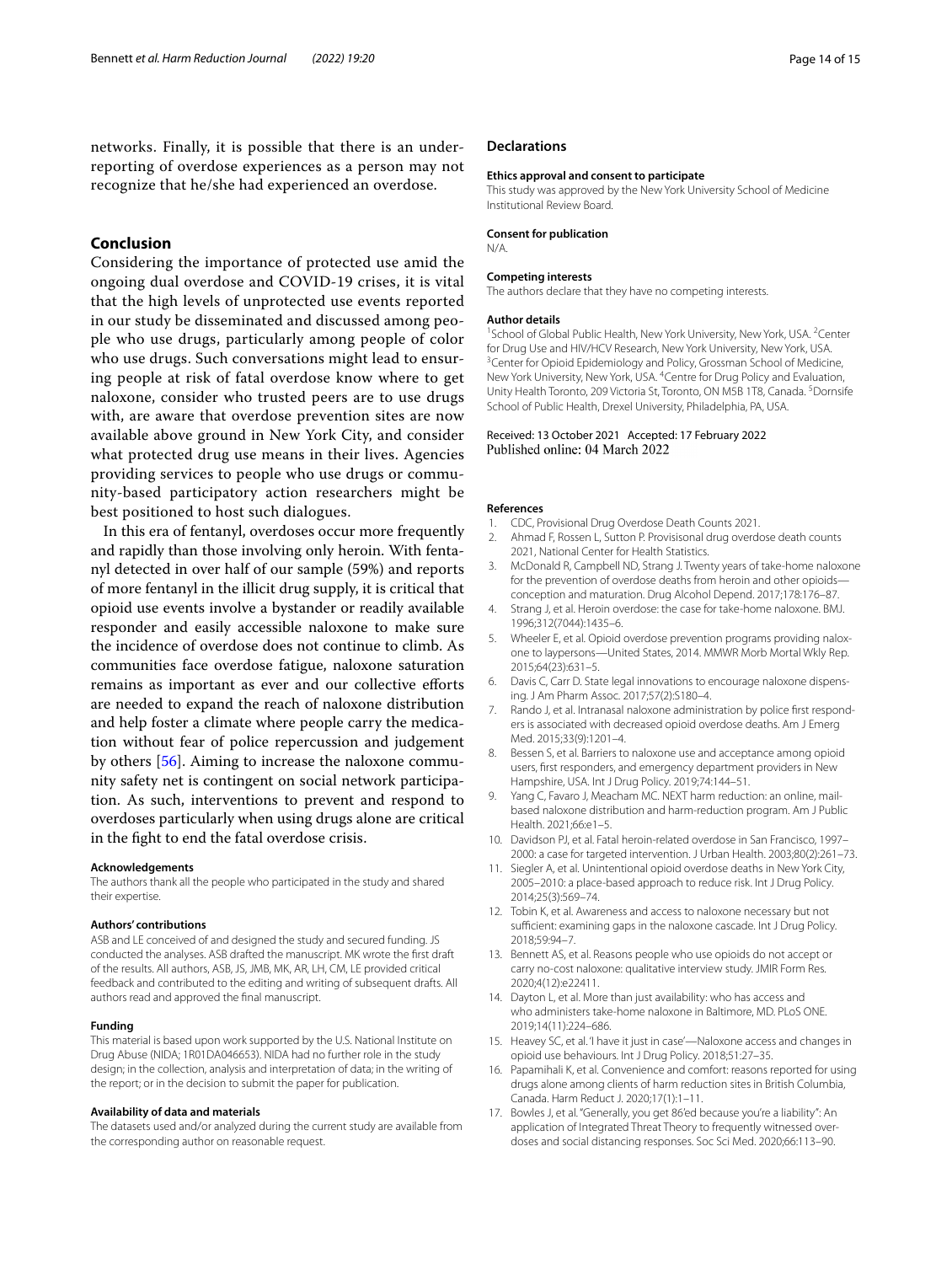networks. Finally, it is possible that there is an underreporting of overdose experiences as a person may not recognize that he/she had experienced an overdose.

## Conclusion

Considering the importance of protected use amid the ongoing dual overdose and COVID-19 crises, it is vital that the high levels of unprotected use events reported in our study be disseminated and discussed among people who use drugs, particularly among people of color who use drugs. Such conversations might lead to ensuring people at risk of fatal overdose know where to get naloxone, consider who trusted peers are to use drugs with, are aware that overdose prevention sites are now available above ground in New York City, and consider what protected drug use means in their lives. Agencies providing services to people who use drugs or community-based participatory action researchers might be best positioned to host such dialogues.

In this era of fentanyl, overdoses occur more frequently and rapidly than those involving only heroin. With fentanyl detected in over half of our sample (59%) and reports of more fentanyl in the illicit drug supply, it is critical that opioid use events involve a bystander or readily available responder and easily accessible naloxone to make sure the incidence of overdose does not continue to climb. As communities face overdose fatigue, naloxone saturation remains as important as ever and our collective efforts are needed to expand the reach of naloxone distribution and help foster a climate where people carry the medication without fear of police repercussion and judgement by others [56]. Aiming to increase the naloxone community safety net is contingent on social network participation. As such, interventions to prevent and respond to overdoses particularly when using drugs alone are critical in the fight to end the fatal overdose crisis.

#### Acknowledgements

The authors thank all the people who participated in the study and shared their expertise.

#### Authors' contributions

ASB and LE conceived of and designed the study and secured funding. JS conducted the analyses. ASB drafted the manuscript. MK wrote the first draft of the results. All authors, ASB, JS, JMB, MK, AR, LH, CM, LE provided critical feedback and contributed to the editing and writing of subsequent drafts. All authors read and approved the final manuscript.

#### Funding

This material is based upon work supported by the U.S. National Institute on Drug Abuse (NIDA; 1R01DA046653). NIDA had no further role in the study design; in the collection, analysis and interpretation of data; in the writing of the report; or in the decision to submit the paper for publication.

#### Availability of data and materials

The datasets used and/or analyzed during the current study are available from the corresponding author on reasonable request.

## Declarations

#### Ethics approval and consent to participate

This study was approved by the New York University School of Medicine Institutional Review Board.

#### Consent for publication

N/A.

#### Competing interests

The authors declare that they have no competing interests.

#### Author details

[1]School of Global Public Health, New York University, New York, USA. [2]Center for Drug Use and HIV/HCV Research, New York University, New York, USA. [3]Center for Opioid Epidemiology and Policy, Grossman School of Medicine, New York University, New York, USA. [4]Centre for Drug Policy and Evaluation, Unity Health Toronto, 209 Victoria St, Toronto, ON M5B 1T8, Canada. [5]Dornsife School of Public Health, Drexel University, Philadelphia, PA, USA.

Received: 13 October 2021 Accepted: 17 February 2022
Published online: 04 March 2022

#### References

1. CDC, Provisional Drug Overdose Death Counts 2021.
2. Ahmad F, Rossen L, Sutton P. Provisisonal drug overdose death counts 2021, National Center for Health Statistics.
3. McDonald R, Campbell ND, Strang J. Twenty years of take-home naloxone for the prevention of overdose deaths from heroin and other opioids—conception and maturation. Drug Alcohol Depend. 2017;178:176–87.
4. Strang J, et al. Heroin overdose: the case for take-home naloxone. BMJ. 1996;312(7044):1435–6.
5. Wheeler E, et al. Opioid overdose prevention programs providing naloxone to laypersons—United States, 2014. MMWR Morb Mortal Wkly Rep. 2015;64(23):631–5.
6. Davis C, Carr D. State legal innovations to encourage naloxone dispensing. J Am Pharm Assoc. 2017;57(2):S180–4.
7. Rando J, et al. Intranasal naloxone administration by police first responders is associated with decreased opioid overdose deaths. Am J Emerg Med. 2015;33(9):1201–4.
8. Bessen S, et al. Barriers to naloxone use and acceptance among opioid users, first responders, and emergency department providers in New Hampshire, USA. Int J Drug Policy. 2019;74:144–51.
9. Yang C, Favaro J, Meacham MC. NEXT harm reduction: an online, mail-based naloxone distribution and harm-reduction program. Am J Public Health. 2021;66:e1–5.
10. Davidson PJ, et al. Fatal heroin-related overdose in San Francisco, 1997–2000: a case for targeted intervention. J Urban Health. 2003;80(2):261–73.
11. Siegler A, et al. Unintentional opioid overdose deaths in New York City, 2005–2010: a place-based approach to reduce risk. Int J Drug Policy. 2014;25(3):569–74.
12. Tobin K, et al. Awareness and access to naloxone necessary but not sufficient: examining gaps in the naloxone cascade. Int J Drug Policy. 2018;59:94–7.
13. Bennett AS, et al. Reasons people who use opioids do not accept or carry no-cost naloxone: qualitative interview study. JMIR Form Res. 2020;4(12):e22411.
14. Dayton L, et al. More than just availability: who has access and who administers take-home naloxone in Baltimore, MD. PLoS ONE. 2019;14(11):224–686.
15. Heavey SC, et al. 'I have it just in case'—Naloxone access and changes in opioid use behaviours. Int J Drug Policy. 2018;51:27–35.
16. Papamihali K, et al. Convenience and comfort: reasons reported for using drugs alone among clients of harm reduction sites in British Columbia, Canada. Harm Reduct J. 2020;17(1):1–11.
17. Bowles J, et al. "Generally, you get 86'ed because you're a liability": An application of Integrated Threat Theory to frequently witnessed overdoses and social distancing responses. Soc Sci Med. 2020;66:113–90.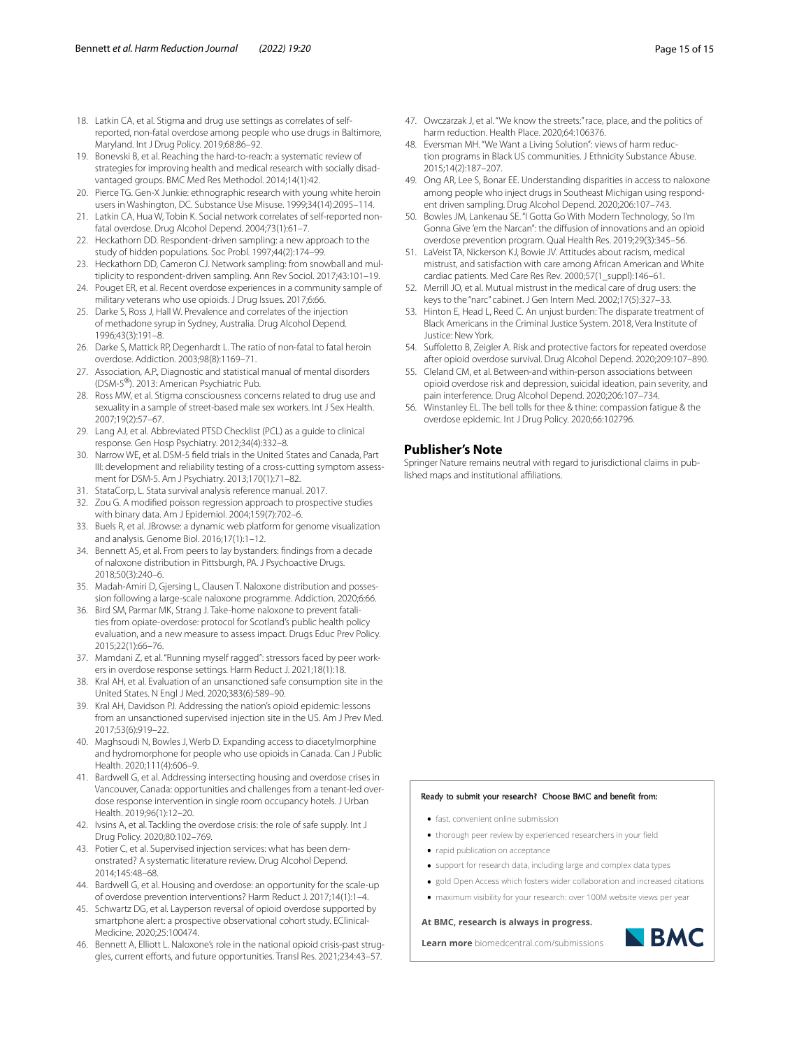18. Latkin CA, et al. Stigma and drug use settings as correlates of self-reported, non-fatal overdose among people who use drugs in Baltimore, Maryland. Int J Drug Policy. 2019;68:86–92.
19. Bonevski B, et al. Reaching the hard-to-reach: a systematic review of strategies for improving health and medical research with socially disadvantaged groups. BMC Med Res Methodol. 2014;14(1):42.
20. Pierce TG. Gen-X Junkie: ethnographic research with young white heroin users in Washington, DC. Substance Use Misuse. 1999;34(14):2095–114.
21. Latkin CA, Hua W, Tobin K. Social network correlates of self-reported non-fatal overdose. Drug Alcohol Depend. 2004;73(1):61–7.
22. Heckathorn DD. Respondent-driven sampling: a new approach to the study of hidden populations. Soc Probl. 1997;44(2):174–99.
23. Heckathorn DD, Cameron CJ. Network sampling: from snowball and multiplicity to respondent-driven sampling. Ann Rev Sociol. 2017;43:101–19.
24. Pouget ER, et al. Recent overdose experiences in a community sample of military veterans who use opioids. J Drug Issues. 2017;6:66.
25. Darke S, Ross J, Hall W. Prevalence and correlates of the injection of methadone syrup in Sydney, Australia. Drug Alcohol Depend. 1996;43(3):191–8.
26. Darke S, Mattick RP, Degenhardt L. The ratio of non-fatal to fatal heroin overdose. Addiction. 2003;98(8):1169–71.
27. Association, A.P., Diagnostic and statistical manual of mental disorders (DSM-5®). 2013: American Psychiatric Pub.
28. Ross MW, et al. Stigma consciousness concerns related to drug use and sexuality in a sample of street-based male sex workers. Int J Sex Health. 2007;19(2):57–67.
29. Lang AJ, et al. Abbreviated PTSD Checklist (PCL) as a guide to clinical response. Gen Hosp Psychiatry. 2012;34(4):332–8.
30. Narrow WE, et al. DSM-5 field trials in the United States and Canada, Part III: development and reliability testing of a cross-cutting symptom assessment for DSM-5. Am J Psychiatry. 2013;170(1):71–82.
31. StataCorp, L. Stata survival analysis reference manual. 2017.
32. Zou G. A modified poisson regression approach to prospective studies with binary data. Am J Epidemiol. 2004;159(7):702–6.
33. Buels R, et al. JBrowse: a dynamic web platform for genome visualization and analysis. Genome Biol. 2016;17(1):1–12.
34. Bennett AS, et al. From peers to lay bystanders: findings from a decade of naloxone distribution in Pittsburgh, PA. J Psychoactive Drugs. 2018;50(3):240–6.
35. Madah-Amiri D, Gjersing L, Clausen T. Naloxone distribution and possession following a large-scale naloxone programme. Addiction. 2020;6:66.
36. Bird SM, Parmar MK, Strang J. Take-home naloxone to prevent fatalities from opiate-overdose: protocol for Scotland's public health policy evaluation, and a new measure to assess impact. Drugs Educ Prev Policy. 2015;22(1):66–76.
37. Mamdani Z, et al. "Running myself ragged": stressors faced by peer workers in overdose response settings. Harm Reduct J. 2021;18(1):18.
38. Kral AH, et al. Evaluation of an unsanctioned safe consumption site in the United States. N Engl J Med. 2020;383(6):589–90.
39. Kral AH, Davidson PJ. Addressing the nation's opioid epidemic: lessons from an unsanctioned supervised injection site in the US. Am J Prev Med. 2017;53(6):919–22.
40. Maghsoudi N, Bowles J, Werb D. Expanding access to diacetylmorphine and hydromorphone for people who use opioids in Canada. Can J Public Health. 2020;111(4):606–9.
41. Bardwell G, et al. Addressing intersecting housing and overdose crises in Vancouver, Canada: opportunities and challenges from a tenant-led overdose response intervention in single room occupancy hotels. J Urban Health. 2019;96(1):12–20.
42. Ivsins A, et al. Tackling the overdose crisis: the role of safe supply. Int J Drug Policy. 2020;80:102–769.
43. Potier C, et al. Supervised injection services: what has been demonstrated? A systematic literature review. Drug Alcohol Depend. 2014;145:48–68.
44. Bardwell G, et al. Housing and overdose: an opportunity for the scale-up of overdose prevention interventions? Harm Reduct J. 2017;14(1):1–4.
45. Schwartz DG, et al. Layperson reversal of opioid overdose supported by smartphone alert: a prospective observational cohort study. EClinicalMedicine. 2020;25:100474.
46. Bennett A, Elliott L. Naloxone's role in the national opioid crisis-past struggles, current efforts, and future opportunities. Transl Res. 2021;234:43–57.
47. Owczarzak J, et al. "We know the streets:" race, place, and the politics of harm reduction. Health Place. 2020;64:106376.
48. Eversman MH. "We Want a Living Solution": views of harm reduction programs in Black US communities. J Ethnicity Substance Abuse. 2015;14(2):187–207.
49. Ong AR, Lee S, Bonar EE. Understanding disparities in access to naloxone among people who inject drugs in Southeast Michigan using respondent driven sampling. Drug Alcohol Depend. 2020;206:107–743.
50. Bowles JM, Lankenau SE. "I Gotta Go With Modern Technology, So I'm Gonna Give 'em the Narcan": the diffusion of innovations and an opioid overdose prevention program. Qual Health Res. 2019;29(3):345–56.
51. LaVeist TA, Nickerson KJ, Bowie JV. Attitudes about racism, medical mistrust, and satisfaction with care among African American and White cardiac patients. Med Care Res Rev. 2000;57(1_suppl):146–61.
52. Merrill JO, et al. Mutual mistrust in the medical care of drug users: the keys to the "narc" cabinet. J Gen Intern Med. 2002;17(5):327–33.
53. Hinton E, Head L, Reed C. An unjust burden: The disparate treatment of Black Americans in the Criminal Justice System. 2018, Vera Institute of Justice: New York.
54. Suffoletto B, Zeigler A. Risk and protective factors for repeated overdose after opioid overdose survival. Drug Alcohol Depend. 2020;209:107–890.
55. Cleland CM, et al. Between-and within-person associations between opioid overdose risk and depression, suicidal ideation, pain severity, and pain interference. Drug Alcohol Depend. 2020;206:107–734.
56. Winstanley EL. The bell tolls for thee & thine: compassion fatigue & the overdose epidemic. Int J Drug Policy. 2020;66:102796.

## Publisher's Note

Springer Nature remains neutral with regard to jurisdictional claims in published maps and institutional affiliations.

Ready to submit your research? Choose BMC and benefit from:

- fast, convenient online submission
- thorough peer review by experienced researchers in your field
- rapid publication on acceptance
- support for research data, including large and complex data types
- gold Open Access which fosters wider collaboration and increased citations
- maximum visibility for your research: over 100M website views per year

**At BMC, research is always in progress.**

**Learn more** biomedcentral.com/submissions

BMC